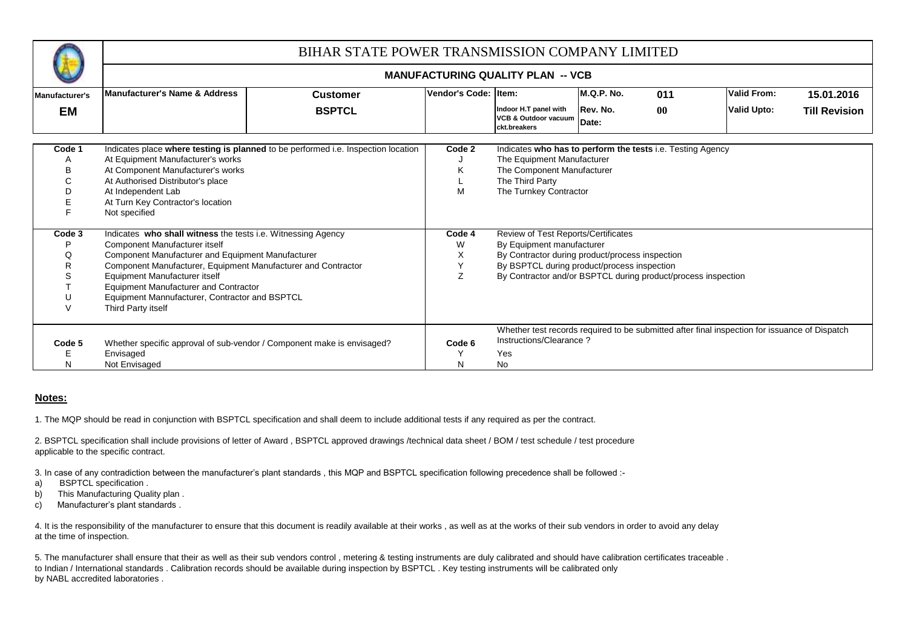# BIHAR STATE POWER TRANSMISSION COMPANY LIMITED

## MANUFACTURING QUALITY PLAN -- VCB

| Manufacturer's | Manufacturer's Name & Address | Customer | Vendor's Code: | Item: | M.Q.P. No. | 011 | Valid From: | 15.01.2016 |
|---|---|---|---|---|---|---|---|---|
| **EM** | | **BSPTCL** | | Indoor H.T panel with VCB & Outdoor vacuum ckt.breakers | Rev. No. Date: | 00 | Valid Upto: | **Till Revision** |

| Code 1 | Indicates place **where testing is planned** to be performed i.e. Inspection location | Code 2 | Indicates **who has to perform the tests** i.e. Testing Agency |
|---|---|---|---|
| A | At Equipment Manufacturer's works | J | The Equipment Manufacturer |
| B | At Component Manufacturer's works | K | The Component Manufacturer |
| C | At Authorised Distributor's place | L | The Third Party |
| D | At Independent Lab | M | The Turnkey Contractor |
| E | At Turn Key Contractor's location | | |
| F | Not specified | | |
| **Code 3** | Indicates **who shall witness** the tests i.e. Witnessing Agency | **Code 4** | Review of Test Reports/Certificates |
| P | Component Manufacturer itself | W | By Equipment manufacturer |
| Q | Component Manufacturer and Equipment Manufacturer | X | By Contractor during product/process inspection |
| R | Component Manufacturer, Equipment Manufacturer and Contractor | Y | By BSPTCL during product/process inspection |
| S | Equipment Manufacturer itself | Z | By Contractor and/or BSPTCL during product/process inspection |
| T | Equipment Manufacturer and Contractor | | |
| U | Equipment Mannufacturer, Contractor and BSPTCL | | |
| V | Third Party itself | | |
| **Code 5** | Whether specific approval of sub-vendor / Component make is envisaged? | **Code 6** | Whether test records required to be submitted after final inspection for issuance of Dispatch Instructions/Clearance ? |
| E | Envisaged | Y | Yes |
| N | Not Envisaged | N | No |

**Notes:**

1. The MQP should be read in conjunction with BSPTCL specification and shall deem to include additional tests if any required as per the contract.

2. BSPTCL specification shall include provisions of letter of Award , BSPTCL approved drawings /technical data sheet / BOM / test schedule / test procedure applicable to the specific contract.

3. In case of any contradiction between the manufacturer's plant standards , this MQP and BSPTCL specification following precedence shall be followed :-

a) BSPTCL specification .
b) This Manufacturing Quality plan .
c) Manufacturer's plant standards .

4. It is the responsibility of the manufacturer to ensure that this document is readily available at their works , as well as at the works of their sub vendors in order to avoid any delay at the time of inspection.

5. The manufacturer shall ensure that their as well as their sub vendors control , metering & testing instruments are duly calibrated and should have calibration certificates traceable . to Indian / International standards . Calibration records should be available during inspection by BSPTCL . Key testing instruments will be calibrated only by NABL accredited laboratories .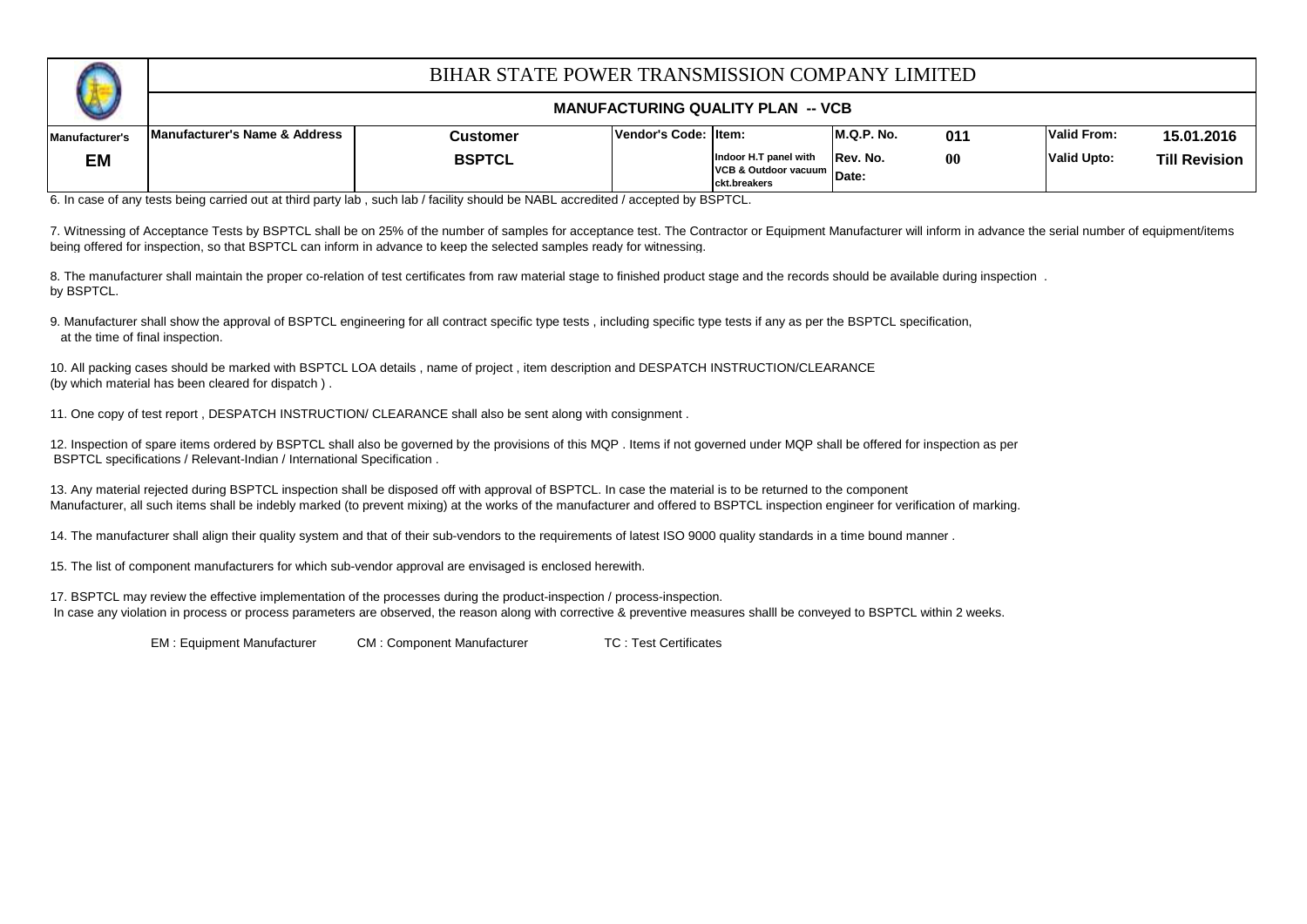| Manufacturer's | Manufacturer's Name & Address | Customer | Vendor's Code: | Item: | M.Q.P. No. | 011 | Valid From: | 15.01.2016 |
|---|---|---|---|---|---|---|---|---|
| EM | | BSPTCL | | Indoor H.T panel with VCB & Outdoor vacuum ckt.breakers | Rev. No. Date: | 00 | Valid Upto: | Till Revision |

# BIHAR STATE POWER TRANSMISSION COMPANY LIMITED

## MANUFACTURING QUALITY PLAN -- VCB

6. In case of any tests being carried out at third party lab , such lab / facility should be NABL accredited / accepted by BSPTCL.

7. Witnessing of Acceptance Tests by BSPTCL shall be on 25% of the number of samples for acceptance test. The Contractor or Equipment Manufacturer will inform in advance the serial number of equipment/items being offered for inspection, so that BSPTCL can inform in advance to keep the selected samples ready for witnessing.

8. The manufacturer shall maintain the proper co-relation of test certificates from raw material stage to finished product stage and the records should be available during inspection . by BSPTCL.

9. Manufacturer shall show the approval of BSPTCL engineering for all contract specific type tests , including specific type tests if any as per the BSPTCL specification, at the time of final inspection.

10. All packing cases should be marked with BSPTCL LOA details , name of project , item description and DESPATCH INSTRUCTION/CLEARANCE (by which material has been cleared for dispatch ) .

11. One copy of test report , DESPATCH INSTRUCTION/ CLEARANCE shall also be sent along with consignment .

12. Inspection of spare items ordered by BSPTCL shall also be governed by the provisions of this MQP . Items if not governed under MQP shall be offered for inspection as per BSPTCL specifications / Relevant-Indian / International Specification .

13. Any material rejected during BSPTCL inspection shall be disposed off with approval of BSPTCL. In case the material is to be returned to the component Manufacturer, all such items shall be indebly marked (to prevent mixing) at the works of the manufacturer and offered to BSPTCL inspection engineer for verification of marking.

14. The manufacturer shall align their quality system and that of their sub-vendors to the requirements of latest ISO 9000 quality standards in a time bound manner .

15. The list of component manufacturers for which sub-vendor approval are envisaged is enclosed herewith.

17. BSPTCL may review the effective implementation of the processes during the product-inspection / process-inspection.
In case any violation in process or process parameters are observed, the reason along with corrective & preventive measures shalll be conveyed to BSPTCL within 2 weeks.

EM : Equipment Manufacturer CM : Component Manufacturer TC : Test Certificates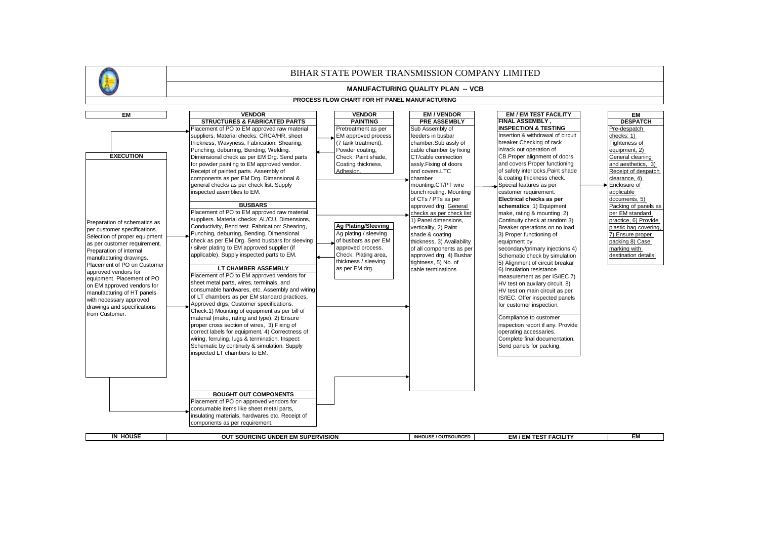# BIHAR STATE POWER TRANSMISSION COMPANY LIMITED

## MANUFACTURING QUALITY PLAN -- VCB

### PROCESS FLOW CHART FOR HT PANEL MANUFACTURING

**EM**

**EXECUTION**

Preparation of schematics as per customer specifications. Selection of proper equipment as per customer requirement. Preparation of internal manufacturing drawings. Placement of PO on Customer approved vendors for equipment. Placement of PO on EM approved vendors for manufacturing of HT panels with necessary approved drawings and specifications from Customer.

**VENDOR**

**STRUCTURES & FABRICATED PARTS**

Placement of PO to EM approved raw material suppliers. Material checks: CRCA/HR, sheet thickness, Wavyness. Fabrication: Shearing, Punching, deburring, Bending, Welding. Dimensional check as per EM Drg. Send parts for powder painting to EM approved vendor. Receipt of painted parts. Assembly of components as per EM Drg. Dimensional & general checks as per check list. Supply inspected asemblies to EM.

**BUSBARS**

Placement of PO to EM approved raw material suppliers. Material checks: AL/CU, Dimensions, Conductivity, Bend test. Fabrication: Shearing, Punching, deburring, Bending. Dimensional check as per EM Drg. Send busbars for sleeving / silver plating to EM approved supplier (if applicable). Supply inspected parts to EM.

**LT CHAMBER ASSEMBLY**

Placement of PO to EM approved vendors for sheet metal parts, wires, terminals, and consumable hardwares, etc. Assembly and wiring of LT chambers as per EM standard practices, Approved drgs, Customer specifications. Check:1) Mounting of equipment as per bill of material (make, rating and type), 2) Ensure proper cross section of wires, 3) Fixing of correct labels for equipment, 4) Correctness of wiring, ferruling, lugs & termination. Inspect: Schematic by continuity & simulation. Supply inspected LT chambers to EM.

**BOUGHT OUT COMPONENTS**

Placement of PO on approved vendors for consumable items like sheet metal parts, insulating materials, hardwares etc. Receipt of components as per requirement.

**VENDOR**

**PAINTING**

Pretreatment as per EM approved process (7 tank treatment). Powder coating, Check: Paint shade, Coating thickness, Adhesion.

**Ag Plating/Sleeving**

Ag plating / sleeving of busbars as per EM approved process. Check: Plating area, thickness / sleeving as per EM drg.

**EM / VENDOR**

**PRE ASSEMBLY**

Sub Assembly of feeders in busbar chamber.Sub assly of cable chamber by fixing CT/cable connection assly.Fixing of doors and covers.LTC chamber mounting.CT/PT wire bunch routing. Mounting of CTs / PTs as per approved drg. General checks as per check list: 1) Panel dimensions, verticality, 2) Paint shade & coating thickness, 3) Availability of all components as per approved drg, 4) Busbar tightness, 5) No. of cable terminations

**EM / EM TEST FACILITY**

**FINAL ASSEMBLY , INSPECTION & TESTING**

Insertion & withdrawal of circuit breaker.Checking of rack in/rack out operation of CB.Proper alignment of doors and covers.Proper functioning of safety interlocks.Paint shade & coating thickness check. Special features as per customer requirement.

**Electrical checks as per schematics**: 1) Equipment make, rating & mounting 2) Continuity check at random 3) Breaker operations on no load 3) Proper functioning of equipment by secondary/primary injections 4) Schematic check by simulation 5) Alignment of circuit breakar 6) Insulation resistance measurement as per IS/IEC 7) HV test on auxilary circuit, 8) HV test on main circuit as per IS/IEC. Offer inspected panels for customer inspection.

Compliance to customer inspection report if any. Provide operating accessaries. Complete final documentation. Send panels for packing.

**EM**

**DESPATCH**

Pre-despatch checks: 1) Tighteness of equipment, 2) General cleaning and aesthetics, 3) Receipt of despatch clearance, 4) Enclosure of applicable documents, 5) Packing of panels as per EM standard practice, 6) Provide plastic bag covering, 7) Ensure proper packing 8) Case marking with destination details.

| IN HOUSE | OUT SOURCING UNDER EM SUPERVISION | INHOUSE / OUTSOURCED | EM / EM TEST FACILITY | EM |
|---|---|---|---|---|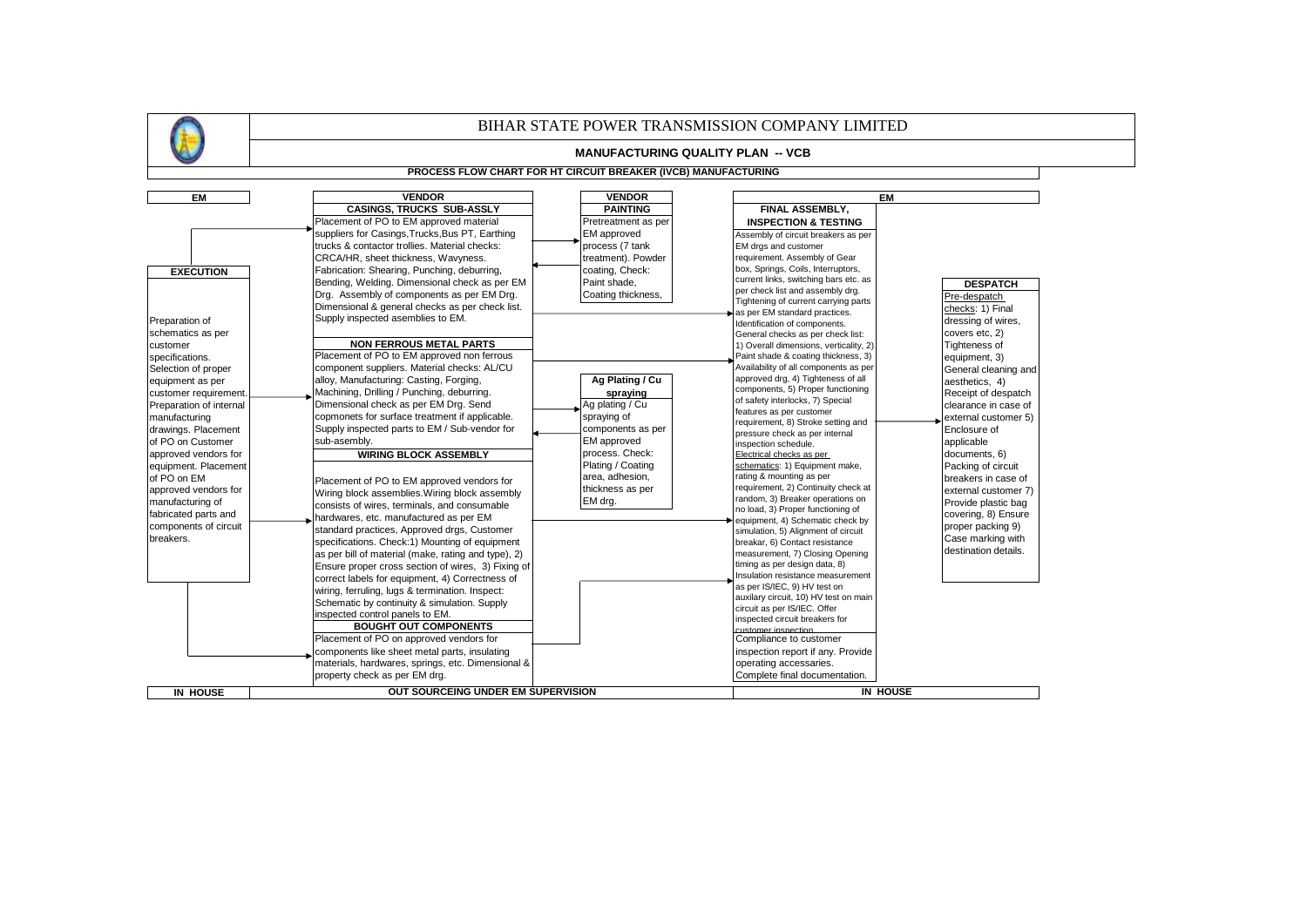# BIHAR STATE POWER TRANSMISSION COMPANY LIMITED

## MANUFACTURING QUALITY PLAN -- VCB

### PROCESS FLOW CHART FOR HT CIRCUIT BREAKER (IVCB) MANUFACTURING

**EM**

**EXECUTION**

Preparation of schematics as per customer specifications. Selection of proper equipment as per customer requirement. Preparation of internal manufacturing drawings. Placement of PO on Customer approved vendors for equipment. Placement of PO on EM approved vendors for manufacturing of fabricated parts and components of circuit breakers.

**VENDOR**

**CASINGS, TRUCKS SUB-ASSLY**

Placement of PO to EM approved material suppliers for Casings,Trucks,Bus PT, Earthing trucks & contactor trollies. Material checks: CRCA/HR, sheet thickness, Wavyness. Fabrication: Shearing, Punching, deburring, Bending, Welding. Dimensional check as per EM Drg. Assembly of components as per EM Drg. Dimensional & general checks as per check list. Supply inspected asemblies to EM.

**NON FERROUS METAL PARTS**

Placement of PO to EM approved non ferrous component suppliers. Material checks: AL/CU alloy, Manufacturing: Casting, Forging, Machining, Drilling / Punching, deburring. Dimensional check as per EM Drg. Send copmonets for surface treatment if applicable. Supply inspected parts to EM / Sub-vendor for sub-asembly.

**WIRING BLOCK ASSEMBLY**

Placement of PO to EM approved vendors for Wiring block assemblies.Wiring block assembly consists of wires, terminals, and consumable hardwares, etc. manufactured as per EM standard practices, Approved drgs, Customer specifications. Check:1) Mounting of equipment as per bill of material (make, rating and type), 2) Ensure proper cross section of wires, 3) Fixing of correct labels for equipment, 4) Correctness of wiring, ferruling, lugs & termination. Inspect: Schematic by continuity & simulation. Supply inspected control panels to EM.

**BOUGHT OUT COMPONENTS**

Placement of PO on approved vendors for components like sheet metal parts, insulating materials, hardwares, springs, etc. Dimensional & property check as per EM drg.

**VENDOR**

**PAINTING**

Pretreatment as per EM approved process (7 tank treatment). Powder coating, Check: Paint shade, Coating thickness,

**Ag Plating / Cu spraying**

Ag plating / Cu spraying of components as per EM approved process. Check: Plating / Coating area, adhesion, thickness as per EM drg.

**EM**

**FINAL ASSEMBLY, INSPECTION & TESTING**

Assembly of circuit breakers as per EM drgs and customer requirement. Assembly of Gear box, Springs, Coils, Interruptors, current links, switching bars etc. as per check list and assembly drg. Tightening of current carrying parts as per EM standard practices. Identification of components. General checks as per check list: 1) Overall dimensions, verticality, 2) Paint shade & coating thickness, 3) Availability of all components as per approved drg, 4) Tighteness of all components, 5) Proper functioning of safety interlocks, 7) Special features as per customer requirement, 8) Stroke setting and pressure check as per internal inspection schedule. Electrical checks as per schematics: 1) Equipment make, rating & mounting as per requirement, 2) Continuity check at random, 3) Breaker operations on no load, 3) Proper functioning of equipment, 4) Schematic check by simulation, 5) Alignment of circuit breakar, 6) Contact resistance measurement, 7) Closing Opening timing as per design data, 8) Insulation resistance measurement as per IS/IEC, 9) HV test on auxilary circuit, 10) HV test on main circuit as per IS/IEC. Offer inspected circuit breakers for customer inspection.

Compliance to customer inspection report if any. Provide operating accessaries. Complete final documentation.

**DESPATCH**

Pre-despatch checks: 1) Final dressing of wires, covers etc, 2) Tighteness of equipment, 3) General cleaning and aesthetics, 4) Receipt of despatch clearance in case of external customer 5) Enclosure of applicable documents, 6) Packing of circuit breakers in case of external customer 7) Provide plastic bag covering, 8) Ensure proper packing 9) Case marking with destination details.

| IN HOUSE | OUT SOURCEING UNDER EM SUPERVISION | IN HOUSE |
|---|---|---|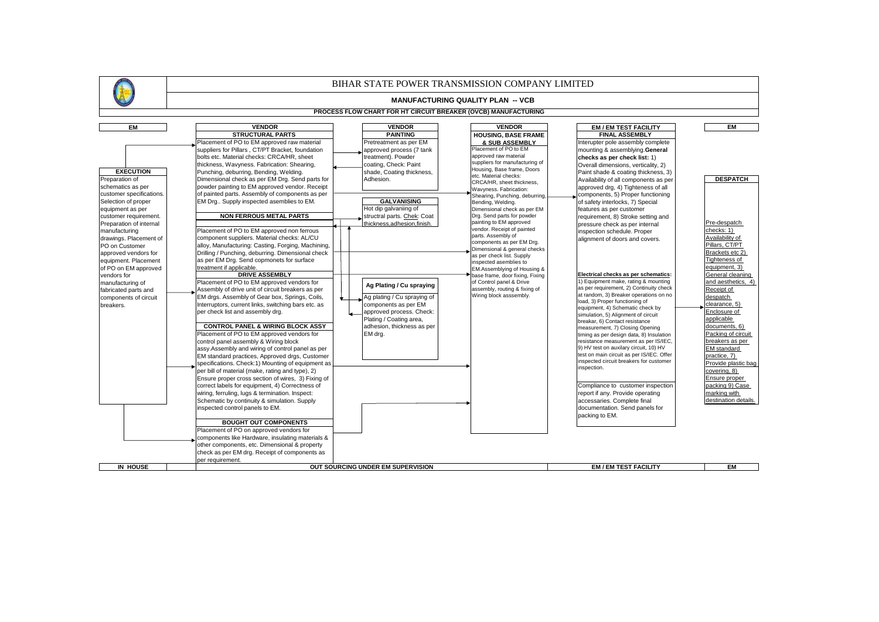# BIHAR STATE POWER TRANSMISSION COMPANY LIMITED

## MANUFACTURING QUALITY PLAN -- VCB

### PROCESS FLOW CHART FOR HT CIRCUIT BREAKER (OVCB) MANUFACTURING

**EM**

**EXECUTION**

Preparation of schematics as per customer specifications. Selection of proper equipment as per customer requirement. Preparation of internal manufacturing drawings. Placement of PO on Customer approved vendors for equipment. Placement of PO on EM approved vendors for manufacturing of fabricated parts and components of circuit breakers.

**VENDOR**

**STRUCTURAL PARTS**

Placement of PO to EM approved raw material suppliers for Pillars , CT/PT Bracket, foundation bolts etc. Material checks: CRCA/HR, sheet thickness, Wavyness. Fabrication: Shearing, Punching, deburring, Bending, Welding. Dimensional check as per EM Drg. Send parts for powder painting to EM approved vendor. Receipt of painted parts. Assembly of components as per EM Drg.. Supply inspected asemblies to EM.

**NON FERROUS METAL PARTS**

Placement of PO to EM approved non ferrous component suppliers. Material checks: AL/CU alloy, Manufacturing: Casting, Forging, Machining, Drilling / Punching, deburring. Dimensional check as per EM Drg. Send copmonets for surface treatment if applicable.

**DRIVE ASSEMBLY**

Placement of PO to EM approved vendors for Assembly of drive unit of circuit breakers as per EM drgs. Assembly of Gear box, Springs, Coils, Interruptors, current links, switching bars etc. as per check list and assembly drg.

**CONTROL PANEL & WIRING BLOCK ASSY**

Placement of PO to EM approved vendors for control panel assembly & Wiring block assy.Assembly and wiring of control panel as per EM standard practices, Approved drgs, Customer specifications. Check:1) Mounting of equipment as per bill of material (make, rating and type), 2) Ensure proper cross section of wires, 3) Fixing of correct labels for equipment, 4) Correctness of wiring, ferruling, lugs & termination. Inspect: Schematic by continuity & simulation. Supply inspected control panels to EM.

**BOUGHT OUT COMPONENTS**

Placement of PO on approved vendors for components like Hardware, insulating materials & other components, etc. Dimensional & property check as per EM drg. Receipt of components as per requirement.

**VENDOR**

**PAINTING**

Pretreatment as per EM approved process (7 tank treatment). Powder coating, Check: Paint shade, Coating thickness, Adhesion.

**GALVANISING**

Hot dip galvaniing of structral parts. Chek: Coat thickness,adhesion,finish.

**Ag Plating / Cu spraying**

Ag plating / Cu spraying of components as per EM approved process. Check: Plating / Coating area, adhesion, thickness as per EM drg.

**VENDOR**

**HOUSING, BASE FRAME & SUB ASSEMBLY**

Placement of PO to EM approved raw material suppliers for manufacturing of Housing, Base frame, Doors etc. Material checks: CRCA/HR, sheet thickness, Wavyness. Fabrication: Shearing, Punching, deburring, Bending, Welding. Dimensional check as per EM Drg. Send parts for powder painting to EM approved vendor. Receipt of painted parts. Assembly of components as per EM Drg. Dimensional & general checks as per check list. Supply inspected asemblies to EM.Assemblying of Housing & base frame, door fixing, Fixing of Control panel & Drive assembly, routing & fixing of Wiring block asssembly.

**EM / EM TEST FACILITY**

**FINAL ASSEMBLY**

Interupter pole assembly complete mounting & assemblying.**General checks as per check list:** 1) Overall dimensions, verticality, 2) Paint shade & coating thickness, 3) Availability of all components as per approved drg, 4) Tighteness of all components, 5) Proper functioning of safety interlocks, 7) Special features as per customer requirement, 8) Stroke setting and pressure check as per internal inspection schedule. Proper alignment of doors and covers.

**Electrical checks as per schematics:** 1) Equipment make, rating & mounting as per requirement, 2) Continuity check at random, 3) Breaker operations on no load, 3) Proper functioning of equipment, 4) Schematic check by simulation, 5) Alignment of circuit breakar, 6) Contact resistance measurement, 7) Closing Opening timing as per design data, 8) Insulation resistance measurement as per IS/IEC, 9) HV test on auxilary circuit, 10) HV test on main circuit as per IS/IEC. Offer inspected circuit breakers for customer inspection.

Compliance to customer inspection report if any. Provide operating accessaries. Complete final documentation. Send panels for packing to EM.

**EM**

**DESPATCH**

Pre-despatch checks: 1) Availability of Pillars, CT/PT Brackets etc 2) Tighteness of equipment, 3) General cleaning and aesthetics, 4) Receipt of despatch clearance, 5) Enclosure of applicable documents, 6) Packing of circuit breakers as per EM standard practice, 7) Provide plastic bag covering, 8) Ensure proper packing 9) Case marking with destination details.

| IN HOUSE | OUT SOURCING UNDER EM SUPERVISION | EM / EM TEST FACILITY | EM |
|---|---|---|---|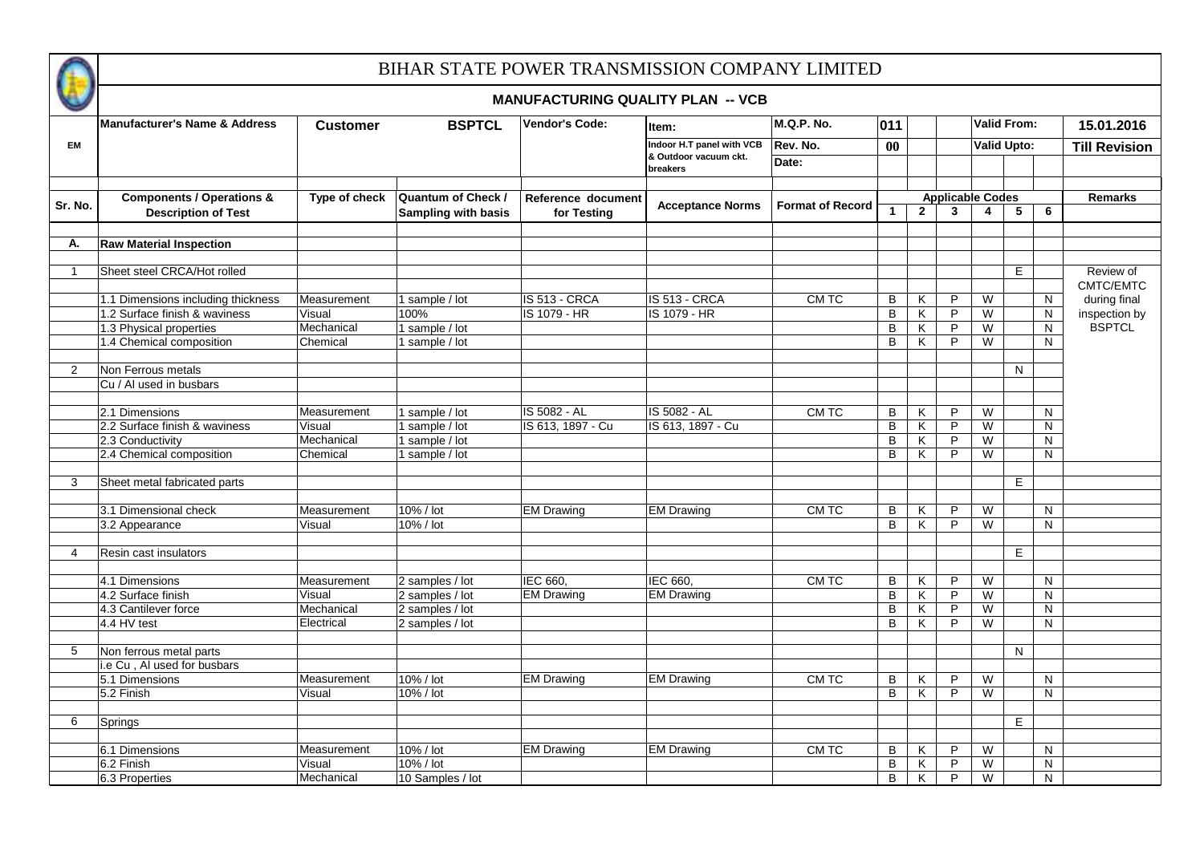# BIHAR STATE POWER TRANSMISSION COMPANY LIMITED

## MANUFACTURING QUALITY PLAN -- VCB

| EM | Manufacturer's Name & Address | Customer | BSPTCL | Vendor's Code: | Item: Indoor H.T panel with VCB & Outdoor vacuum ckt. breakers | M.Q.P. No. | 011 | | | Valid From: | | | 15.01.2016 |
|---|---|---|---|---|---|---|---|---|---|---|---|---|---|
| | | | | | | Rev. No. | 00 | | | Valid Upto: | | | Till Revision |
| | | | | | | Date: | | | | | | | |

| Sr. No. | Components / Operations & Description of Test | Type of check | Quantum of Check / Sampling with basis | Reference document for Testing | Acceptance Norms | Format of Record | Applicable Codes 1 | 2 | 3 | 4 | 5 | 6 | Remarks |
|---|---|---|---|---|---|---|---|---|---|---|---|---|---|
| A. | Raw Material Inspection | | | | | | | | | | | | |
| 1 | Sheet steel CRCA/Hot rolled | | | | | | | | | | E | | Review of CMTC/EMTC during final inspection by BSPTCL |
| | 1.1 Dimensions including thickness | Measurement | 1 sample / lot | IS 513 - CRCA | IS 513 - CRCA | CM TC | B | K | P | W | | N | |
| | 1.2 Surface finish & waviness | Visual | 100% | IS 1079 - HR | IS 1079 - HR | | B | K | P | W | | N | |
| | 1.3 Physical properties | Mechanical | 1 sample / lot | | | | B | K | P | W | | N | |
| | 1.4 Chemical composition | Chemical | 1 sample / lot | | | | B | K | P | W | | N | |
| 2 | Non Ferrous metals | | | | | | | | | | N | | |
| | Cu / Al used in busbars | | | | | | | | | | | | |
| | 2.1 Dimensions | Measurement | 1 sample / lot | IS 5082 - AL | IS 5082 - AL | CM TC | B | K | P | W | | N | |
| | 2.2 Surface finish & waviness | Visual | 1 sample / lot | IS 613, 1897 - Cu | IS 613, 1897 - Cu | | B | K | P | W | | N | |
| | 2.3 Conductivity | Mechanical | 1 sample / lot | | | | B | K | P | W | | N | |
| | 2.4 Chemical composition | Chemical | 1 sample / lot | | | | B | K | P | W | | N | |
| 3 | Sheet metal fabricated parts | | | | | | | | | | E | | |
| | 3.1 Dimensional check | Measurement | 10% / lot | EM Drawing | EM Drawing | CM TC | B | K | P | W | | N | |
| | 3.2 Appearance | Visual | 10% / lot | | | | B | K | P | W | | N | |
| 4 | Resin cast insulators | | | | | | | | | | E | | |
| | 4.1 Dimensions | Measurement | 2 samples / lot | IEC 660, | IEC 660, | CM TC | B | K | P | W | | N | |
| | 4.2 Surface finish | Visual | 2 samples / lot | EM Drawing | EM Drawing | | B | K | P | W | | N | |
| | 4.3 Cantilever force | Mechanical | 2 samples / lot | | | | B | K | P | W | | N | |
| | 4.4 HV test | Electrical | 2 samples / lot | | | | B | K | P | W | | N | |
| 5 | Non ferrous metal parts | | | | | | | | | | N | | |
| | i.e Cu , Al used for busbars | | | | | | | | | | | | |
| | 5.1 Dimensions | Measurement | 10% / lot | EM Drawing | EM Drawing | CM TC | B | K | P | W | | N | |
| | 5.2 Finish | Visual | 10% / lot | | | | B | K | P | W | | N | |
| 6 | Springs | | | | | | | | | | E | | |
| | 6.1 Dimensions | Measurement | 10% / lot | EM Drawing | EM Drawing | CM TC | B | K | P | W | | N | |
| | 6.2 Finish | Visual | 10% / lot | | | | B | K | P | W | | N | |
| | 6.3 Properties | Mechanical | 10 Samples / lot | | | | B | K | P | W | | N | |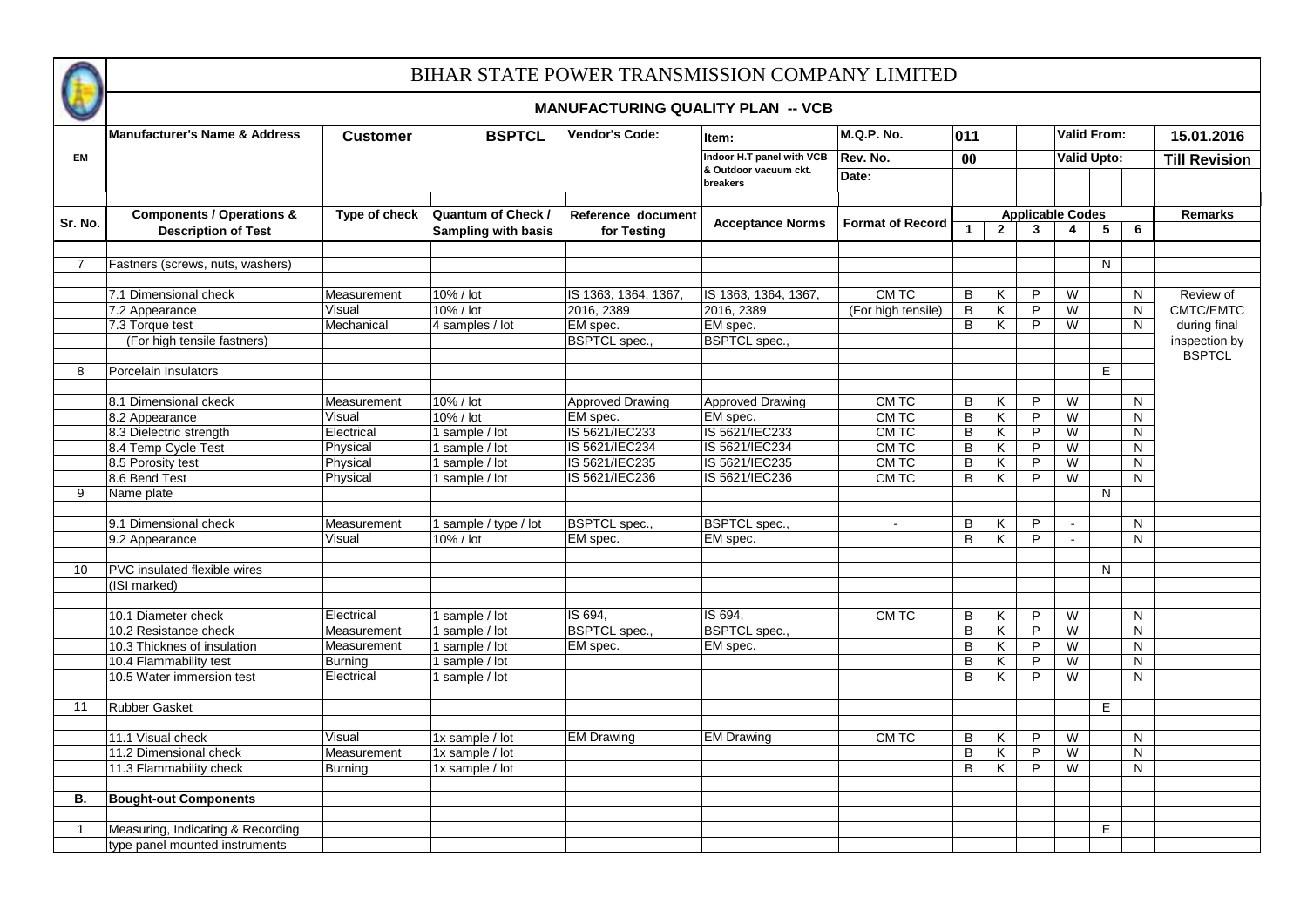# BIHAR STATE POWER TRANSMISSION COMPANY LIMITED

## MANUFACTURING QUALITY PLAN -- VCB

| EM | Manufacturer's Name & Address | Customer | BSPTCL | Vendor's Code: | Item: | M.Q.P. No. | 011 | | | Valid From: | | | 15.01.2016 |
|---|---|---|---|---|---|---|---|---|---|---|---|---|---|
| | | | | | Indoor H.T panel with VCB & Outdoor vacuum ckt. breakers | Rev. No. | 00 | | | Valid Upto: | | | Till Revision |
| | | | | | | Date: | | | | | | | |

| Sr. No. | Components / Operations & Description of Test | Type of check | Quantum of Check / Sampling with basis | Reference document for Testing | Acceptance Norms | Format of Record | Applicable Codes 1 | 2 | 3 | 4 | 5 | 6 | Remarks |
|---|---|---|---|---|---|---|---|---|---|---|---|---|---|
| 7 | Fastners (screws, nuts, washers) | | | | | | | | | | N | | |
| | 7.1 Dimensional check | Measurement | 10% / lot | IS 1363, 1364, 1367, | IS 1363, 1364, 1367, | CM TC | B | K | P | W | | N | Review of |
| | 7.2 Appearance | Visual | 10% / lot | 2016, 2389 | 2016, 2389 | (For high tensile) | B | K | P | W | | N | CMTC/EMTC |
| | 7.3 Torque test | Mechanical | 4 samples / lot | EM spec. | EM spec. | | B | K | P | W | | N | during final |
| | (For high tensile fastners) | | | BSPTCL spec., | BSPTCL spec., | | | | | | | | inspection by BSPTCL |
| 8 | Porcelain Insulators | | | | | | | | | | E | | |
| | 8.1 Dimensional ckeck | Measurement | 10% / lot | Approved Drawing | Approved Drawing | CM TC | B | K | P | W | | N | |
| | 8.2 Appearance | Visual | 10% / lot | EM spec. | EM spec. | CM TC | B | K | P | W | | N | |
| | 8.3 Dielectric strength | Electrical | 1 sample / lot | IS 5621/IEC233 | IS 5621/IEC233 | CM TC | B | K | P | W | | N | |
| | 8.4 Temp Cycle Test | Physical | 1 sample / lot | IS 5621/IEC234 | IS 5621/IEC234 | CM TC | B | K | P | W | | N | |
| | 8.5 Porosity test | Physical | 1 sample / lot | IS 5621/IEC235 | IS 5621/IEC235 | CM TC | B | K | P | W | | N | |
| | 8.6 Bend Test | Physical | 1 sample / lot | IS 5621/IEC236 | IS 5621/IEC236 | CM TC | B | K | P | W | | N | |
| 9 | Name plate | | | | | | | | | | N | | |
| | 9.1 Dimensional check | Measurement | 1 sample / type / lot | BSPTCL spec., | BSPTCL spec., | - | B | K | P | - | | N | |
| | 9.2 Appearance | Visual | 10% / lot | EM spec. | EM spec. | | B | K | P | - | | N | |
| 10 | PVC insulated flexible wires (ISI marked) | | | | | | | | | | N | | |
| | 10.1 Diameter check | Electrical | 1 sample / lot | IS 694, | IS 694, | CM TC | B | K | P | W | | N | |
| | 10.2 Resistance check | Measurement | 1 sample / lot | BSPTCL spec., | BSPTCL spec., | | B | K | P | W | | N | |
| | 10.3 Thicknes of insulation | Measurement | 1 sample / lot | EM spec. | EM spec. | | B | K | P | W | | N | |
| | 10.4 Flammability test | Burning | 1 sample / lot | | | | B | K | P | W | | N | |
| | 10.5 Water immersion test | Electrical | 1 sample / lot | | | | B | K | P | W | | N | |
| 11 | Rubber Gasket | | | | | | | | | | E | | |
| | 11.1 Visual check | Visual | 1x sample / lot | EM Drawing | EM Drawing | CM TC | B | K | P | W | | N | |
| | 11.2 Dimensional check | Measurement | 1x sample / lot | | | | B | K | P | W | | N | |
| | 11.3 Flammability check | Burning | 1x sample / lot | | | | B | K | P | W | | N | |
| **B.** | **Bought-out Components** | | | | | | | | | | | | |
| 1 | Measuring, Indicating & Recording type panel mounted instruments | | | | | | | | | | E | | |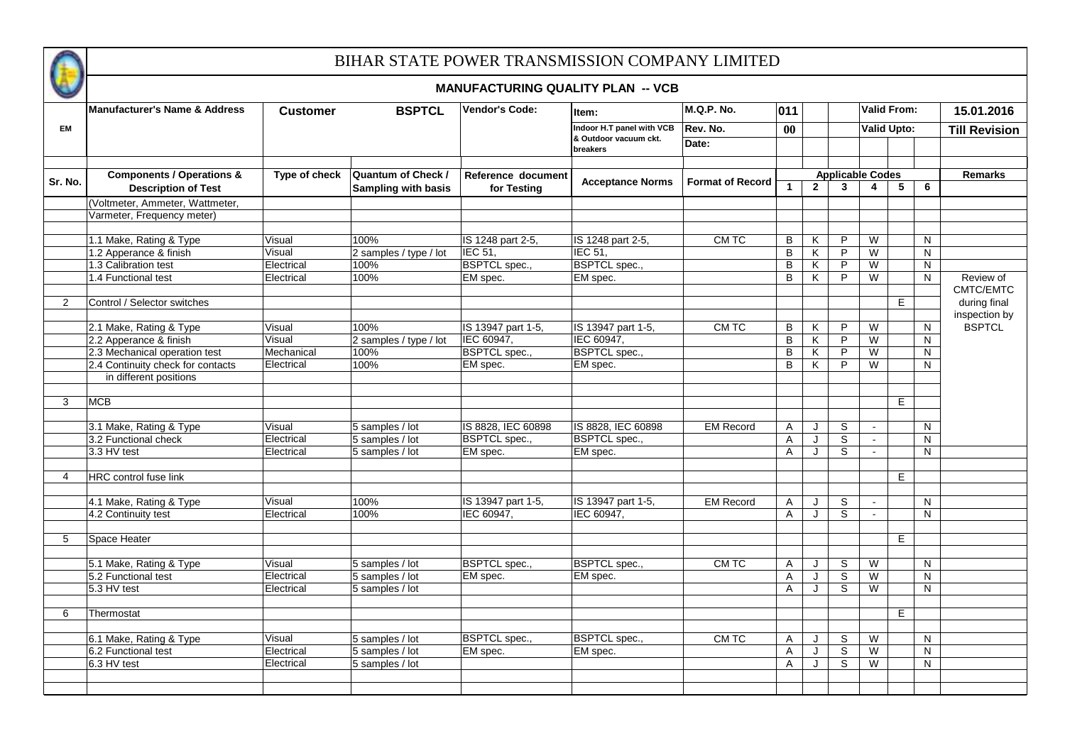# BIHAR STATE POWER TRANSMISSION COMPANY LIMITED

## MANUFACTURING QUALITY PLAN -- VCB

| EM | Manufacturer's Name & Address | Customer | BSPTCL | Vendor's Code: | Item: Indoor H.T panel with VCB & Outdoor vacuum ckt. breakers | M.Q.P. No. | 011 | | | Valid From: | | | 15.01.2016 |
|---|---|---|---|---|---|---|---|---|---|---|---|---|---|
| | | | | | | Rev. No. | 00 | | | Valid Upto: | | | Till Revision |
| | | | | | | Date: | | | | | | | |

| Sr. No. | Components / Operations & Description of Test | Type of check | Quantum of Check / Sampling with basis | Reference document for Testing | Acceptance Norms | Format of Record | Applicable Codes 1 | 2 | 3 | 4 | 5 | 6 | Remarks |
|---|---|---|---|---|---|---|---|---|---|---|---|---|---|
| | (Voltmeter, Ammeter, Wattmeter, | | | | | | | | | | | | |
| | Varmeter, Frequency meter) | | | | | | | | | | | | |
| | 1.1 Make, Rating & Type | Visual | 100% | IS 1248 part 2-5, | IS 1248 part 2-5, | CM TC | B | K | P | W | | N | |
| | 1.2 Apperance & finish | Visual | 2 samples / type / lot | IEC 51, | IEC 51, | | B | K | P | W | | N | |
| | 1.3 Calibration test | Electrical | 100% | BSPTCL spec., | BSPTCL spec., | | B | K | P | W | | N | |
| | 1.4 Functional test | Electrical | 100% | EM spec. | EM spec. | | B | K | P | W | | N | Review of CMTC/EMTC during final inspection by BSPTCL |
| 2 | Control / Selector switches | | | | | | | | | | E | | |
| | 2.1 Make, Rating & Type | Visual | 100% | IS 13947 part 1-5, | IS 13947 part 1-5, | CM TC | B | K | P | W | | N | |
| | 2.2 Apperance & finish | Visual | 2 samples / type / lot | IEC 60947, | IEC 60947, | | B | K | P | W | | N | |
| | 2.3 Mechanical operation test | Mechanical | 100% | BSPTCL spec., | BSPTCL spec., | | B | K | P | W | | N | |
| | 2.4 Continuity check for contacts in different positions | Electrical | 100% | EM spec. | EM spec. | | B | K | P | W | | N | |
| 3 | MCB | | | | | | | | | | E | | |
| | 3.1 Make, Rating & Type | Visual | 5 samples / lot | IS 8828, IEC 60898 | IS 8828, IEC 60898 | EM Record | A | J | S | - | | N | |
| | 3.2 Functional check | Electrical | 5 samples / lot | BSPTCL spec., | BSPTCL spec., | | A | J | S | - | | N | |
| | 3.3 HV test | Electrical | 5 samples / lot | EM spec. | EM spec. | | A | J | S | - | | N | |
| 4 | HRC control fuse link | | | | | | | | | | E | | |
| | 4.1 Make, Rating & Type | Visual | 100% | IS 13947 part 1-5, | IS 13947 part 1-5, | EM Record | A | J | S | - | | N | |
| | 4.2 Continuity test | Electrical | 100% | IEC 60947, | IEC 60947, | | A | J | S | - | | N | |
| 5 | Space Heater | | | | | | | | | | E | | |
| | 5.1 Make, Rating & Type | Visual | 5 samples / lot | BSPTCL spec., | BSPTCL spec., | CM TC | A | J | S | W | | N | |
| | 5.2 Functional test | Electrical | 5 samples / lot | EM spec. | EM spec. | | A | J | S | W | | N | |
| | 5.3 HV test | Electrical | 5 samples / lot | | | | A | J | S | W | | N | |
| 6 | Thermostat | | | | | | | | | | E | | |
| | 6.1 Make, Rating & Type | Visual | 5 samples / lot | BSPTCL spec., | BSPTCL spec., | CM TC | A | J | S | W | | N | |
| | 6.2 Functional test | Electrical | 5 samples / lot | EM spec. | EM spec. | | A | J | S | W | | N | |
| | 6.3 HV test | Electrical | 5 samples / lot | | | | A | J | S | W | | N | |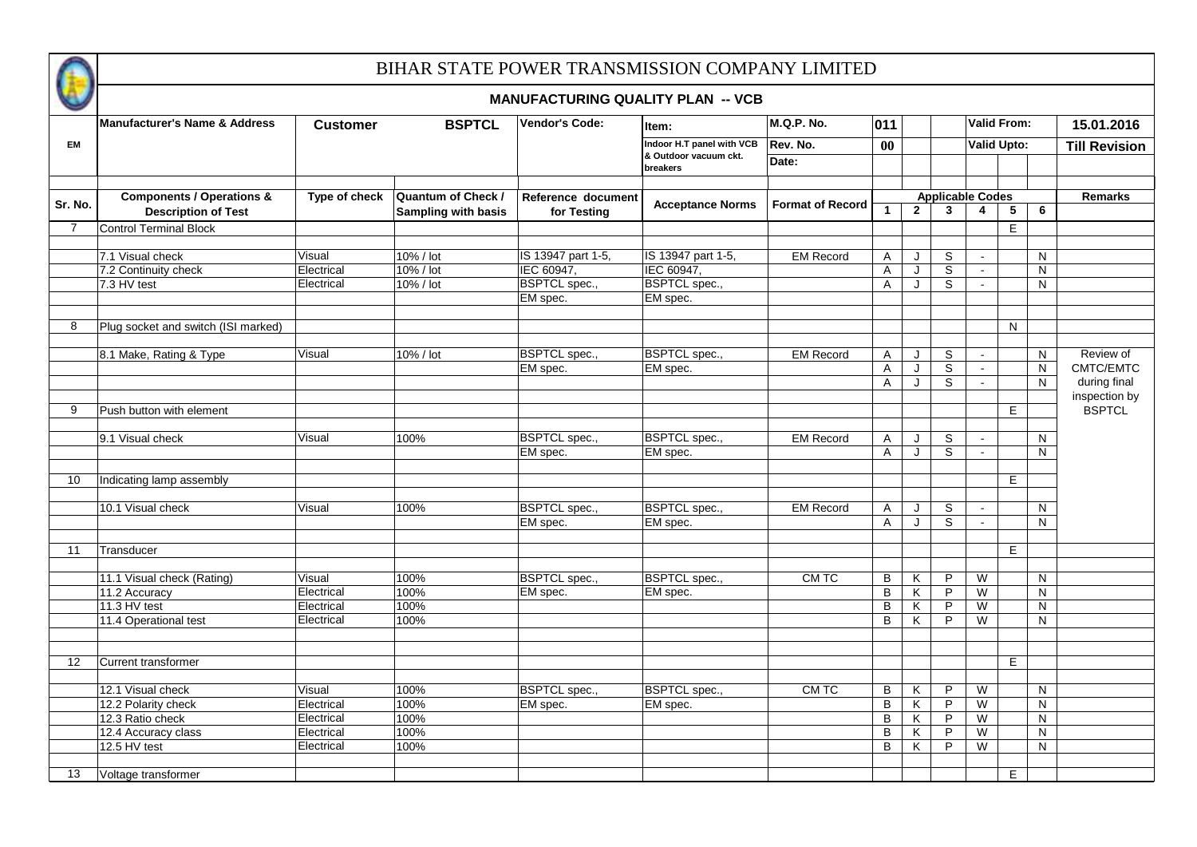# BIHAR STATE POWER TRANSMISSION COMPANY LIMITED

## MANUFACTURING QUALITY PLAN -- VCB

| EM | Manufacturer's Name & Address | Customer | BSPTCL | Vendor's Code: | Item: | M.Q.P. No. | 011 | | | Valid From: | | | 15.01.2016 |
|---|---|---|---|---|---|---|---|---|---|---|---|---|---|
| | | | | | Indoor H.T panel with VCB & Outdoor vacuum ckt. breakers | Rev. No. | 00 | | | Valid Upto: | | | Till Revision |
| | | | | | | Date: | | | | | | | |

| Sr. No. | Components / Operations & Description of Test | Type of check | Quantum of Check / Sampling with basis | Reference document for Testing | Acceptance Norms | Format of Record | Applicable Codes 1 | 2 | 3 | 4 | 5 | 6 | Remarks |
|---|---|---|---|---|---|---|---|---|---|---|---|---|---|
| 7 | Control Terminal Block | | | | | | | | | | E | | |
| | 7.1 Visual check | Visual | 10% / lot | IS 13947 part 1-5, | IS 13947 part 1-5, | EM Record | A | J | S | - | | N | |
| | 7.2 Continuity check | Electrical | 10% / lot | IEC 60947, | IEC 60947, | | A | J | S | - | | N | |
| | 7.3 HV test | Electrical | 10% / lot | BSPTCL spec., | BSPTCL spec., | | A | J | S | - | | N | |
| | | | | EM spec. | EM spec. | | | | | | | | |
| 8 | Plug socket and switch (ISI marked) | | | | | | | | | | N | | |
| | 8.1 Make, Rating & Type | Visual | 10% / lot | BSPTCL spec., | BSPTCL spec., | EM Record | A | J | S | - | | N | Review of CMTC/EMTC during final inspection by BSPTCL |
| | | | | EM spec. | EM spec. | | A | J | S | - | | N | |
| | | | | | | | A | J | S | - | | N | |
| 9 | Push button with element | | | | | | | | | | E | | |
| | 9.1 Visual check | Visual | 100% | BSPTCL spec., | BSPTCL spec., | EM Record | A | J | S | - | | N | |
| | | | | EM spec. | EM spec. | | A | J | S | - | | N | |
| 10 | Indicating lamp assembly | | | | | | | | | | E | | |
| | 10.1 Visual check | Visual | 100% | BSPTCL spec., | BSPTCL spec., | EM Record | A | J | S | - | | N | |
| | | | | EM spec. | EM spec. | | A | J | S | - | | N | |
| 11 | Transducer | | | | | | | | | | E | | |
| | 11.1 Visual check (Rating) | Visual | 100% | BSPTCL spec., | BSPTCL spec., | CM TC | B | K | P | W | | N | |
| | 11.2 Accuracy | Electrical | 100% | EM spec. | EM spec. | | B | K | P | W | | N | |
| | 11.3 HV test | Electrical | 100% | | | | B | K | P | W | | N | |
| | 11.4 Operational test | Electrical | 100% | | | | B | K | P | W | | N | |
| 12 | Current transformer | | | | | | | | | | E | | |
| | 12.1 Visual check | Visual | 100% | BSPTCL spec., | BSPTCL spec., | CM TC | B | K | P | W | | N | |
| | 12.2 Polarity check | Electrical | 100% | EM spec. | EM spec. | | B | K | P | W | | N | |
| | 12.3 Ratio check | Electrical | 100% | | | | B | K | P | W | | N | |
| | 12.4 Accuracy class | Electrical | 100% | | | | B | K | P | W | | N | |
| | 12.5 HV test | Electrical | 100% | | | | B | K | P | W | | N | |
| 13 | Voltage transformer | | | | | | | | | | E | | |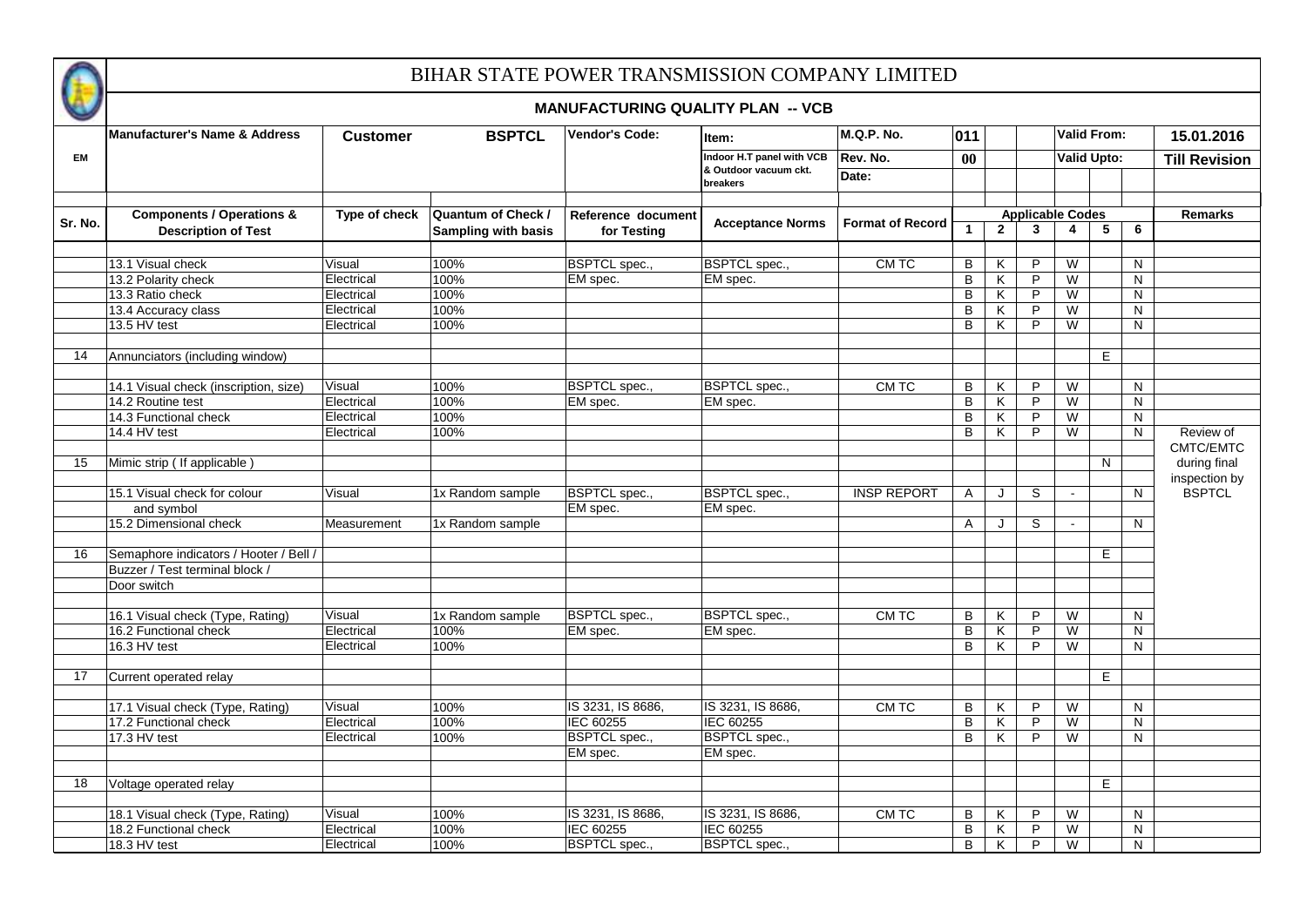# BIHAR STATE POWER TRANSMISSION COMPANY LIMITED

## MANUFACTURING QUALITY PLAN -- VCB

| EM | Manufacturer's Name & Address | Customer | BSPTCL | Vendor's Code: | Item: Indoor H.T panel with VCB & Outdoor vacuum ckt. breakers | M.Q.P. No. / Rev. No. / Date: | 011 / 00 | Valid From: 15.01.2016 / Valid Upto: Till Revision |
|---|---|---|---|---|---|---|---|---|

| Sr. No. | Components / Operations & Description of Test | Type of check | Quantum of Check / Sampling with basis | Reference document for Testing | Acceptance Norms | Format of Record | Applicable Codes 1 | 2 | 3 | 4 | 5 | 6 | Remarks |
|---|---|---|---|---|---|---|---|---|---|---|---|---|---|
| | 13.1 Visual check | Visual | 100% | BSPTCL spec., | BSPTCL spec., | CM TC | B | K | P | W | | N | |
| | 13.2 Polarity check | Electrical | 100% | EM spec. | EM spec. | | B | K | P | W | | N | |
| | 13.3 Ratio check | Electrical | 100% | | | | B | K | P | W | | N | |
| | 13.4 Accuracy class | Electrical | 100% | | | | B | K | P | W | | N | |
| | 13.5 HV test | Electrical | 100% | | | | B | K | P | W | | N | |
| 14 | Annunciators (including window) | | | | | | | | | | E | | |
| | 14.1 Visual check (inscription, size) | Visual | 100% | BSPTCL spec., | BSPTCL spec., | CM TC | B | K | P | W | | N | |
| | 14.2 Routine test | Electrical | 100% | EM spec. | EM spec. | | B | K | P | W | | N | |
| | 14.3 Functional check | Electrical | 100% | | | | B | K | P | W | | N | |
| | 14.4 HV test | Electrical | 100% | | | | B | K | P | W | | N | Review of CMTC/EMTC during final inspection by BSPTCL |
| 15 | Mimic strip ( If applicable ) | | | | | | | | | | N | | |
| | 15.1 Visual check for colour and symbol | Visual | 1x Random sample | BSPTCL spec., EM spec. | BSPTCL spec., EM spec. | INSP REPORT | A | J | S | - | | N | |
| | 15.2 Dimensional check | Measurement | 1x Random sample | | | | A | J | S | - | | N | |
| 16 | Semaphore indicators / Hooter / Bell / Buzzer / Test terminal block / Door switch | | | | | | | | | | E | | |
| | 16.1 Visual check (Type, Rating) | Visual | 1x Random sample | BSPTCL spec., | BSPTCL spec., | CM TC | B | K | P | W | | N | |
| | 16.2 Functional check | Electrical | 100% | EM spec. | EM spec. | | B | K | P | W | | N | |
| | 16.3 HV test | Electrical | 100% | | | | B | K | P | W | | N | |
| 17 | Current operated relay | | | | | | | | | | E | | |
| | 17.1 Visual check (Type, Rating) | Visual | 100% | IS 3231, IS 8686, | IS 3231, IS 8686, | CM TC | B | K | P | W | | N | |
| | 17.2 Functional check | Electrical | 100% | IEC 60255 | IEC 60255 | | B | K | P | W | | N | |
| | 17.3 HV test | Electrical | 100% | BSPTCL spec., EM spec. | BSPTCL spec., EM spec. | | B | K | P | W | | N | |
| 18 | Voltage operated relay | | | | | | | | | | E | | |
| | 18.1 Visual check (Type, Rating) | Visual | 100% | IS 3231, IS 8686, | IS 3231, IS 8686, | CM TC | B | K | P | W | | N | |
| | 18.2 Functional check | Electrical | 100% | IEC 60255 | IEC 60255 | | B | K | P | W | | N | |
| | 18.3 HV test | Electrical | 100% | BSPTCL spec., | BSPTCL spec., | | B | K | P | W | | N | |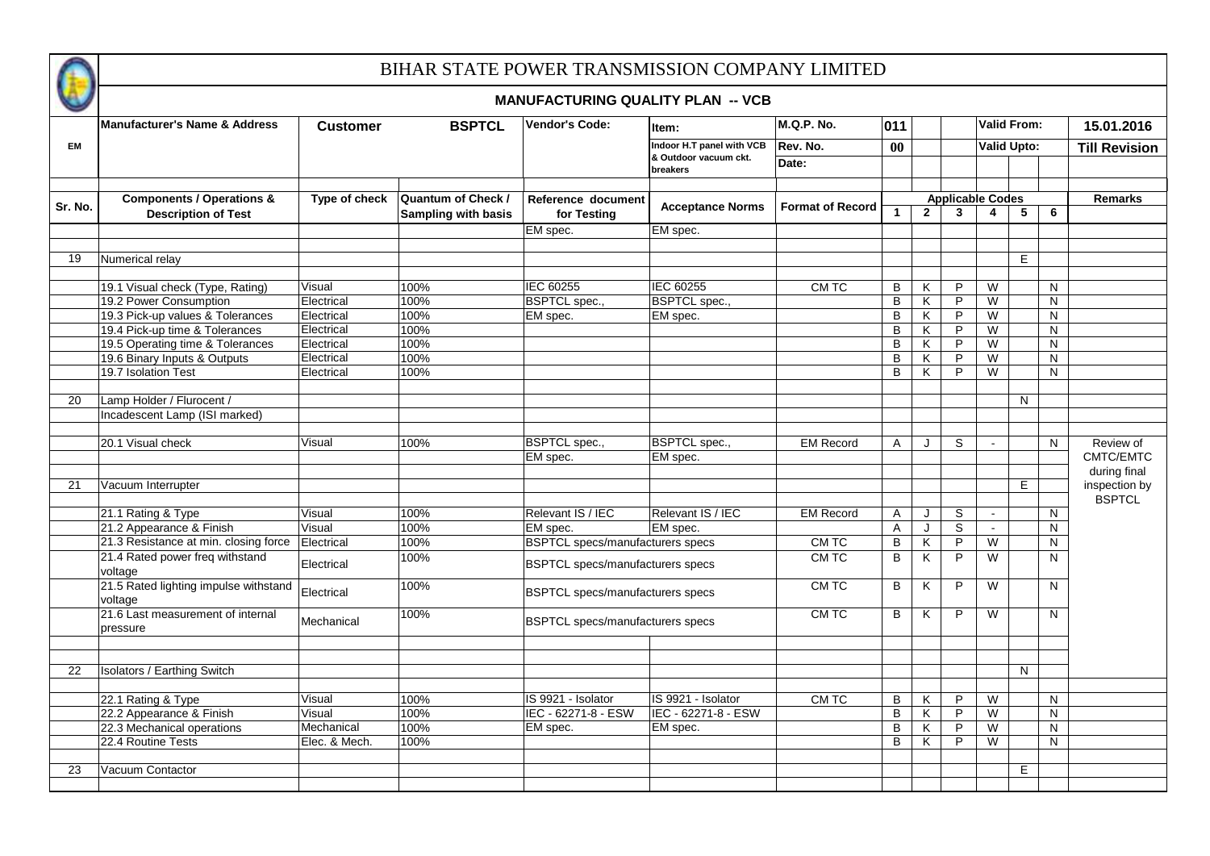# BIHAR STATE POWER TRANSMISSION COMPANY LIMITED

## MANUFACTURING QUALITY PLAN -- VCB

| EM | Manufacturer's Name & Address | Customer | BSPTCL | Vendor's Code: | Item: Indoor H.T panel with VCB & Outdoor vacuum ckt. breakers | M.Q.P. No. | 011 | | | Valid From: | | | 15.01.2016 |
|---|---|---|---|---|---|---|---|---|---|---|---|---|---|
| | | | | | | Rev. No. | 00 | | | Valid Upto: | | | Till Revision |
| | | | | | | Date: | | | | | | | |

| Sr. No. | Components / Operations & Description of Test | Type of check | Quantum of Check / Sampling with basis | Reference document for Testing | Acceptance Norms | Format of Record | Applicable Codes 1 | 2 | 3 | 4 | 5 | 6 | Remarks |
|---|---|---|---|---|---|---|---|---|---|---|---|---|---|
| | | | | EM spec. | EM spec. | | | | | | | | |
| 19 | Numerical relay | | | | | | | | | | E | | |
| | 19.1 Visual check (Type, Rating) | Visual | 100% | IEC 60255 | IEC 60255 | CM TC | B | K | P | W | | N | |
| | 19.2 Power Consumption | Electrical | 100% | BSPTCL spec., | BSPTCL spec., | | B | K | P | W | | N | |
| | 19.3 Pick-up values & Tolerances | Electrical | 100% | EM spec. | EM spec. | | B | K | P | W | | N | |
| | 19.4 Pick-up time & Tolerances | Electrical | 100% | | | | B | K | P | W | | N | |
| | 19.5 Operating time & Tolerances | Electrical | 100% | | | | B | K | P | W | | N | |
| | 19.6 Binary Inputs & Outputs | Electrical | 100% | | | | B | K | P | W | | N | |
| | 19.7 Isolation Test | Electrical | 100% | | | | B | K | P | W | | N | |
| 20 | Lamp Holder / Flurocent / Incadescent Lamp (ISI marked) | | | | | | | | | | N | | |
| | 20.1 Visual check | Visual | 100% | BSPTCL spec., EM spec. | BSPTCL spec., EM spec. | EM Record | A | J | S | - | | N | Review of CMTC/EMTC during final inspection by BSPTCL |
| 21 | Vacuum Interrupter | | | | | | | | | | E | | |
| | 21.1 Rating & Type | Visual | 100% | Relevant IS / IEC | Relevant IS / IEC | EM Record | A | J | S | - | | N | |
| | 21.2 Appearance & Finish | Visual | 100% | EM spec. | EM spec. | | A | J | S | - | | N | |
| | 21.3 Resistance at min. closing force | Electrical | 100% | BSPTCL specs/manufacturers specs | | CM TC | B | K | P | W | | N | |
| | 21.4 Rated power freq withstand voltage | Electrical | 100% | BSPTCL specs/manufacturers specs | | CM TC | B | K | P | W | | N | |
| | 21.5 Rated lighting impulse withstand voltage | Electrical | 100% | BSPTCL specs/manufacturers specs | | CM TC | B | K | P | W | | N | |
| | 21.6 Last measurement of internal pressure | Mechanical | 100% | BSPTCL specs/manufacturers specs | | CM TC | B | K | P | W | | N | |
| 22 | Isolators / Earthing Switch | | | | | | | | | | N | | |
| | 22.1 Rating & Type | Visual | 100% | IS 9921 - Isolator | IS 9921 - Isolator | CM TC | B | K | P | W | | N | |
| | 22.2 Appearance & Finish | Visual | 100% | IEC - 62271-8 - ESW | IEC - 62271-8 - ESW | | B | K | P | W | | N | |
| | 22.3 Mechanical operations | Mechanical | 100% | EM spec. | EM spec. | | B | K | P | W | | N | |
| | 22.4 Routine Tests | Elec. & Mech. | 100% | | | | B | K | P | W | | N | |
| 23 | Vacuum Contactor | | | | | | | | | | E | | |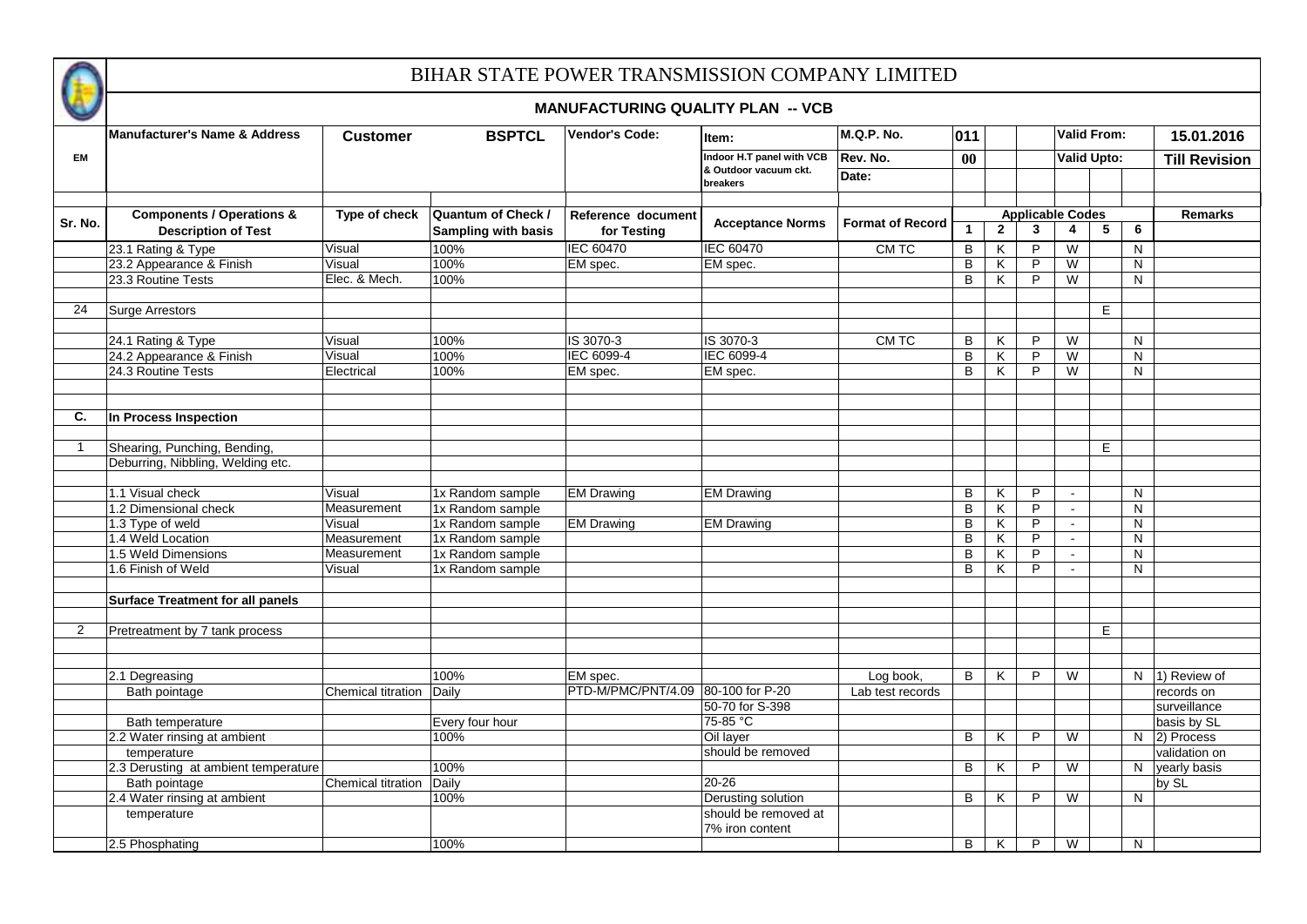# BIHAR STATE POWER TRANSMISSION COMPANY LIMITED

## MANUFACTURING QUALITY PLAN -- VCB

| Manufacturer's Name & Address | Customer | BSPTCL | Vendor's Code: | Item: | M.Q.P. No. | 011 | Valid From: | 15.01.2016 |
|---|---|---|---|---|---|---|---|---|
| EM | | | | Indoor H.T panel with VCB & Outdoor vacuum ckt. breakers | Rev. No. | 00 | Valid Upto: | Till Revision |
| | | | | | Date: | | | |

| Sr. No. | Components / Operations & Description of Test | Type of check | Quantum of Check / Sampling with basis | Reference document for Testing | Acceptance Norms | Format of Record | Applicable Codes 1 | 2 | 3 | 4 | 5 | 6 | Remarks |
|---|---|---|---|---|---|---|---|---|---|---|---|---|---|
| | 23.1 Rating & Type | Visual | 100% | IEC 60470 | IEC 60470 | CM TC | B | K | P | W | | N | |
| | 23.2 Appearance & Finish | Visual | 100% | EM spec. | EM spec. | | B | K | P | W | | N | |
| | 23.3 Routine Tests | Elec. & Mech. | 100% | | | | B | K | P | W | | N | |
| 24 | Surge Arrestors | | | | | | | | | | E | | |
| | 24.1 Rating & Type | Visual | 100% | IS 3070-3 | IS 3070-3 | CM TC | B | K | P | W | | N | |
| | 24.2 Appearance & Finish | Visual | 100% | IEC 6099-4 | IEC 6099-4 | | B | K | P | W | | N | |
| | 24.3 Routine Tests | Electrical | 100% | EM spec. | EM spec. | | B | K | P | W | | N | |
| **C.** | **In Process Inspection** | | | | | | | | | | | | |
| 1 | Shearing, Punching, Bending, Deburring, Nibbling, Welding etc. | | | | | | | | | | E | | |
| | 1.1 Visual check | Visual | 1x Random sample | EM Drawing | EM Drawing | | B | K | P | - | | N | |
| | 1.2 Dimensional check | Measurement | 1x Random sample | | | | B | K | P | - | | N | |
| | 1.3 Type of weld | Visual | 1x Random sample | EM Drawing | EM Drawing | | B | K | P | - | | N | |
| | 1.4 Weld Location | Measurement | 1x Random sample | | | | B | K | P | - | | N | |
| | 1.5 Weld Dimensions | Measurement | 1x Random sample | | | | B | K | P | - | | N | |
| | 1.6 Finish of Weld | Visual | 1x Random sample | | | | B | K | P | - | | N | |
| | **Surface Treatment for all panels** | | | | | | | | | | | | |
| 2 | Pretreatment by 7 tank process | | | | | | | | | | E | | |
| | 2.1 Degreasing | | 100% | EM spec. | | Log book, | B | K | P | W | | N | 1) Review of |
| | Bath pointage | Chemical titration | Daily | PTD-M/PMC/PNT/4.09 | 80-100 for P-20 | Lab test records | | | | | | | records on |
| | | | | | 50-70 for S-398 | | | | | | | | surveillance |
| | Bath temperature | | Every four hour | | 75-85 °C | | | | | | | | basis by SL |
| | 2.2 Water rinsing at ambient temperature | | 100% | | Oil layer should be removed | | B | K | P | W | | N | 2) Process validation on |
| | 2.3 Derusting at ambient temperature | | 100% | | | | B | K | P | W | | N | yearly basis |
| | Bath pointage | Chemical titration | Daily | | 20-26 | | | | | | | | by SL |
| | 2.4 Water rinsing at ambient temperature | | 100% | | Derusting solution should be removed at 7% iron content | | B | K | P | W | | N | |
| | 2.5 Phosphating | | 100% | | | | B | K | P | W | | N | |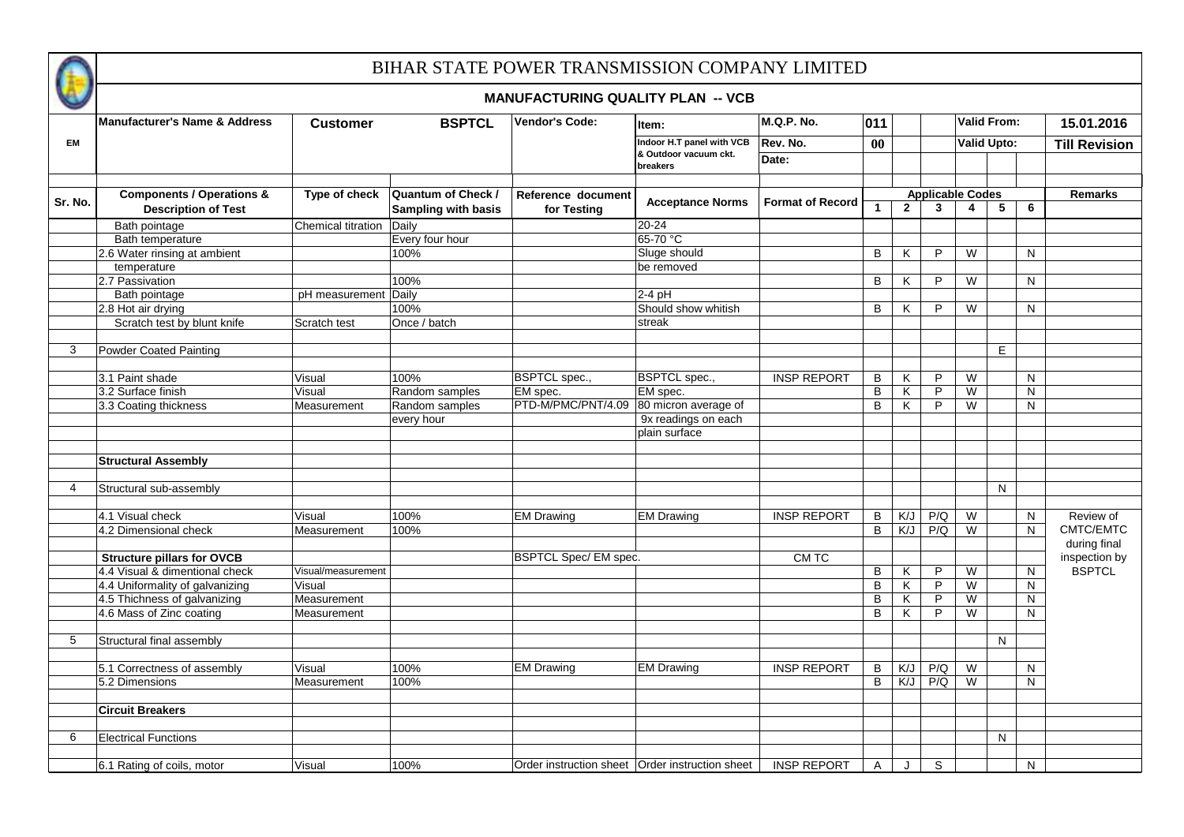# BIHAR STATE POWER TRANSMISSION COMPANY LIMITED

## MANUFACTURING QUALITY PLAN -- VCB

| | Manufacturer's Name & Address | Customer | BSPTCL | Vendor's Code: | Item: | M.Q.P. No. | 011 | | | Valid From: | | | 15.01.2016 |
|---|---|---|---|---|---|---|---|---|---|---|---|---|---|
| EM | | | | | Indoor H.T panel with VCB & Outdoor vacuum ckt. breakers | Rev. No. | 00 | | | Valid Upto: | | | Till Revision |
| | | | | | | Date: | | | | | | | |

| Sr. No. | Components / Operations & Description of Test | Type of check | Quantum of Check / Sampling with basis | Reference document for Testing | Acceptance Norms | Format of Record | Applicable Codes | | | | | | Remarks |
|---|---|---|---|---|---|---|---|---|---|---|---|---|---|
| | | | | | | | 1 | 2 | 3 | 4 | 5 | 6 | |
| | Bath pointage | Chemical titration | Daily | | 20-24 | | | | | | | | |
| | Bath temperature | | Every four hour | | 65-70 °C | | | | | | | | |
| | 2.6 Water rinsing at ambient temperature | | 100% | | Sluge should be removed | | B | K | P | W | | N | |
| | 2.7 Passivation | | 100% | | | | B | K | P | W | | N | |
| | Bath pointage | pH measurement | Daily | | 2-4 pH | | | | | | | | |
| | 2.8 Hot air drying | | 100% | | Should show whitish | | B | K | P | W | | N | |
| | Scratch test by blunt knife | Scratch test | Once / batch | | streak | | | | | | | | |
| 3 | Powder Coated Painting | | | | | | | | | | E | | |
| | 3.1 Paint shade | Visual | 100% | BSPTCL spec., | BSPTCL spec., | INSP REPORT | B | K | P | W | | N | |
| | 3.2 Surface finish | Visual | Random samples | EM spec. | EM spec. | | B | K | P | W | | N | |
| | 3.3 Coating thickness | Measurement | Random samples every hour | PTD-M/PMC/PNT/4.09 | 80 micron average of 9x readings on each plain surface | | B | K | P | W | | N | |
| | **Structural Assembly** | | | | | | | | | | | | |
| 4 | Structural sub-assembly | | | | | | | | | | N | | |
| | 4.1 Visual check | Visual | 100% | EM Drawing | EM Drawing | INSP REPORT | B | K/J | P/Q | W | | N | Review of CMTC/EMTC during final inspection by BSPTCL |
| | 4.2 Dimensional check | Measurement | 100% | | | | B | K/J | P/Q | W | | N | |
| | **Structure pillars for OVCB** | | | BSPTCL Spec/ EM spec. | | CM TC | | | | | | | |
| | 4.4 Visual & dimentional check | Visual/measurement | | | | | B | K | P | W | | N | |
| | 4.4 Uniformality of galvanizing | Visual | | | | | B | K | P | W | | N | |
| | 4.5 Thichness of galvanizing | Measurement | | | | | B | K | P | W | | N | |
| | 4.6 Mass of Zinc coating | Measurement | | | | | B | K | P | W | | N | |
| 5 | Structural final assembly | | | | | | | | | | N | | |
| | 5.1 Correctness of assembly | Visual | 100% | EM Drawing | EM Drawing | INSP REPORT | B | K/J | P/Q | W | | N | |
| | 5.2 Dimensions | Measurement | 100% | | | | B | K/J | P/Q | W | | N | |
| | **Circuit Breakers** | | | | | | | | | | | | |
| 6 | Electrical Functions | | | | | | | | | | N | | |
| | 6.1 Rating of coils, motor | Visual | 100% | Order instruction sheet | Order instruction sheet | INSP REPORT | A | J | S | | | N | |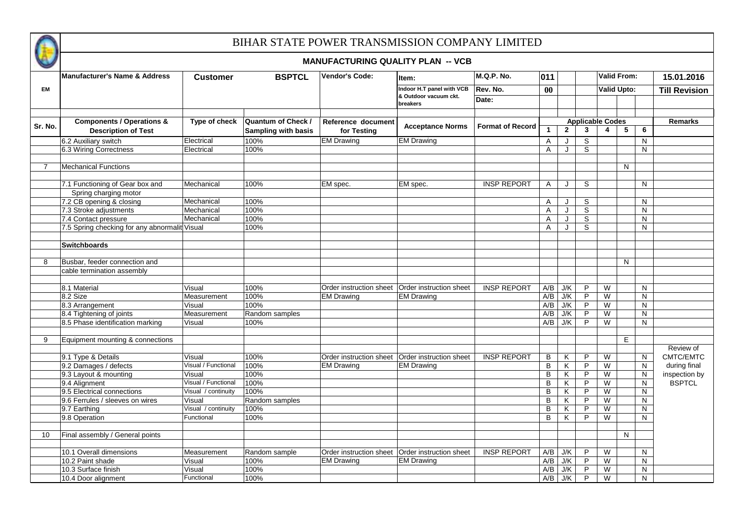# BIHAR STATE POWER TRANSMISSION COMPANY LIMITED

## MANUFACTURING QUALITY PLAN -- VCB

| EM | Manufacturer's Name & Address | Customer | BSPTCL | Vendor's Code: | Item: | M.Q.P. No. | 011 | | | Valid From: | | | 15.01.2016 |
|---|---|---|---|---|---|---|---|---|---|---|---|---|---|
| | | | | | Indoor H.T panel with VCB & Outdoor vacuum ckt. breakers | Rev. No. | 00 | | | Valid Upto: | | | Till Revision |
| | | | | | | Date: | | | | | | | |

| Sr. No. | Components / Operations & Description of Test | Type of check | Quantum of Check / Sampling with basis | Reference document for Testing | Acceptance Norms | Format of Record | Applicable Codes | | | | | | Remarks |
|---|---|---|---|---|---|---|---|---|---|---|---|---|---|
| | | | | | | | 1 | 2 | 3 | 4 | 5 | 6 | |
| | 6.2 Auxiliary switch | Electrical | 100% | EM Drawing | EM Drawing | | A | J | S | | | N | |
| | 6.3 Wiring Correctness | Electrical | 100% | | | | A | J | S | | | N | |
| 7 | Mechanical Functions | | | | | | | | | | N | | |
| | 7.1 Functioning of Gear box and Spring charging motor | Mechanical | 100% | EM spec. | EM spec. | INSP REPORT | A | J | S | | | N | |
| | 7.2 CB opening & closing | Mechanical | 100% | | | | A | J | S | | | N | |
| | 7.3 Stroke adjustments | Mechanical | 100% | | | | A | J | S | | | N | |
| | 7.4 Contact pressure | Mechanical | 100% | | | | A | J | S | | | N | |
| | 7.5 Spring checking for any abnormalit | Visual | 100% | | | | A | J | S | | | N | |
| | **Switchboards** | | | | | | | | | | | | |
| 8 | Busbar, feeder connection and cable termination assembly | | | | | | | | | | N | | |
| | 8.1 Material | Visual | 100% | Order instruction sheet | Order instruction sheet | INSP REPORT | A/B | J/K | P | W | | N | |
| | 8.2 Size | Measurement | 100% | EM Drawing | EM Drawing | | A/B | J/K | P | W | | N | |
| | 8.3 Arrangement | Visual | 100% | | | | A/B | J/K | P | W | | N | |
| | 8.4 Tightening of joints | Measurement | Random samples | | | | A/B | J/K | P | W | | N | |
| | 8.5 Phase identification marking | Visual | 100% | | | | A/B | J/K | P | W | | N | |
| 9 | Equipment mounting & connections | | | | | | | | | | E | | |
| | 9.1 Type & Details | Visual | 100% | Order instruction sheet | Order instruction sheet | INSP REPORT | B | K | P | W | | N | Review of CMTC/EMTC during final inspection by BSPTCL |
| | 9.2 Damages / defects | Visual / Functional | 100% | EM Drawing | EM Drawing | | B | K | P | W | | N | |
| | 9.3 Layout & mounting | Visual | 100% | | | | B | K | P | W | | N | |
| | 9.4 Alignment | Visual / Functional | 100% | | | | B | K | P | W | | N | |
| | 9.5 Electrical connections | Visual / continuity | 100% | | | | B | K | P | W | | N | |
| | 9.6 Ferrules / sleeves on wires | Visual | Random samples | | | | B | K | P | W | | N | |
| | 9.7 Earthing | Visual / continuity | 100% | | | | B | K | P | W | | N | |
| | 9.8 Operation | Functional | 100% | | | | B | K | P | W | | N | |
| 10 | Final assembly / General points | | | | | | | | | | N | | |
| | 10.1 Overall dimensions | Measurement | Random sample | Order instruction sheet | Order instruction sheet | INSP REPORT | A/B | J/K | P | W | | N | |
| | 10.2 Paint shade | Visual | 100% | EM Drawing | EM Drawing | | A/B | J/K | P | W | | N | |
| | 10.3 Surface finish | Visual | 100% | | | | A/B | J/K | P | W | | N | |
| | 10.4 Door alignment | Functional | 100% | | | | A/B | J/K | P | W | | N | |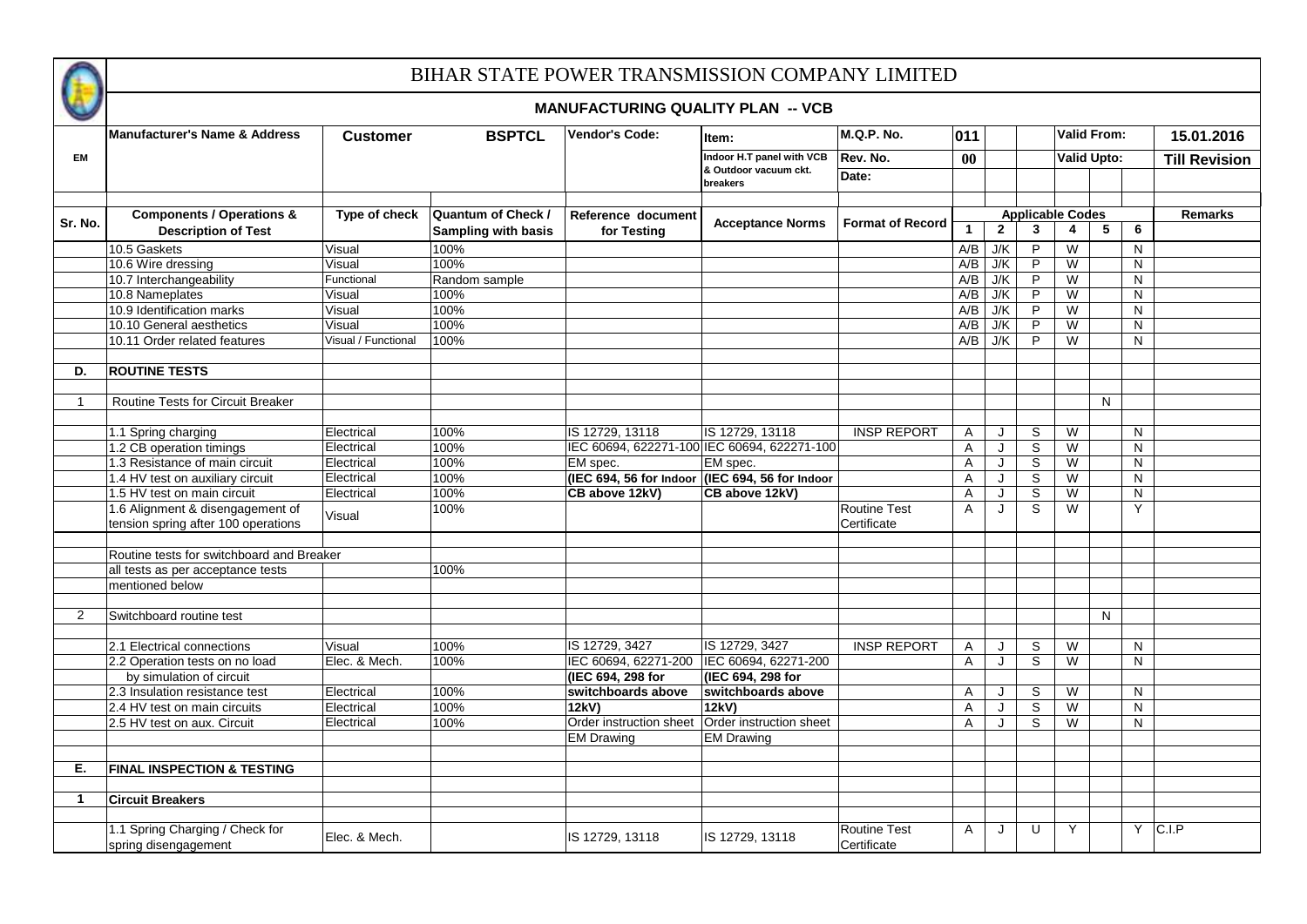# BIHAR STATE POWER TRANSMISSION COMPANY LIMITED

## MANUFACTURING QUALITY PLAN -- VCB

| Manufacturer's Name & Address | Customer | BSPTCL | Vendor's Code: | Item: | M.Q.P. No. | 011 | Valid From: | 15.01.2016 |
|---|---|---|---|---|---|---|---|---|
| EM | | | | Indoor H.T panel with VCB & Outdoor vacuum ckt. breakers | Rev. No. | 00 | Valid Upto: | Till Revision |
| | | | | | Date: | | | |

| Sr. No. | Components / Operations & Description of Test | Type of check | Quantum of Check / Sampling with basis | Reference document for Testing | Acceptance Norms | Format of Record | Applicable Codes 1 | 2 | 3 | 4 | 5 | 6 | Remarks |
|---|---|---|---|---|---|---|---|---|---|---|---|---|---|
| | 10.5 Gaskets | Visual | 100% | | | | A/B | J/K | P | W | | N | |
| | 10.6 Wire dressing | Visual | 100% | | | | A/B | J/K | P | W | | N | |
| | 10.7 Interchangeability | Functional | Random sample | | | | A/B | J/K | P | W | | N | |
| | 10.8 Nameplates | Visual | 100% | | | | A/B | J/K | P | W | | N | |
| | 10.9 Identification marks | Visual | 100% | | | | A/B | J/K | P | W | | N | |
| | 10.10 General aesthetics | Visual | 100% | | | | A/B | J/K | P | W | | N | |
| | 10.11 Order related features | Visual / Functional | 100% | | | | A/B | J/K | P | W | | N | |
| **D.** | **ROUTINE TESTS** | | | | | | | | | | | | |
| 1 | Routine Tests for Circuit Breaker | | | | | | | | | | N | | |
| | 1.1 Spring charging | Electrical | 100% | IS 12729, 13118 | IS 12729, 13118 | INSP REPORT | A | J | S | W | | N | |
| | 1.2 CB operation timings | Electrical | 100% | IEC 60694, 622271-100 | IEC 60694, 622271-100 | | A | J | S | W | | N | |
| | 1.3 Resistance of main circuit | Electrical | 100% | EM spec. | EM spec. | | A | J | S | W | | N | |
| | 1.4 HV test on auxiliary circuit | Electrical | 100% | **(IEC 694, 56 for Indoor** | **(IEC 694, 56 for Indoor** | | A | J | S | W | | N | |
| | 1.5 HV test on main circuit | Electrical | 100% | **CB above 12kV)** | **CB above 12kV)** | | A | J | S | W | | N | |
| | 1.6 Alignment & disengagement of tension spring after 100 operations | Visual | 100% | | | Routine Test Certificate | A | J | S | W | | Y | |
| | Routine tests for switchboard and Breaker | | | | | | | | | | | | |
| | all tests as per acceptance tests | | 100% | | | | | | | | | | |
| | mentioned below | | | | | | | | | | | | |
| 2 | Switchboard routine test | | | | | | | | | | N | | |
| | 2.1 Electrical connections | Visual | 100% | IS 12729, 3427 | IS 12729, 3427 | INSP REPORT | A | J | S | W | | N | |
| | 2.2 Operation tests on no load | Elec. & Mech. | 100% | IEC 60694, 62271-200 | IEC 60694, 62271-200 | | A | J | S | W | | N | |
| | by simulation of circuit | | | **(IEC 694, 298 for** | **(IEC 694, 298 for** | | | | | | | | |
| | 2.3 Insulation resistance test | Electrical | 100% | **switchboards above** | **switchboards above** | | A | J | S | W | | N | |
| | 2.4 HV test on main circuits | Electrical | 100% | **12kV)** | **12kV)** | | A | J | S | W | | N | |
| | 2.5 HV test on aux. Circuit | Electrical | 100% | Order instruction sheet | Order instruction sheet | | A | J | S | W | | N | |
| | | | | EM Drawing | EM Drawing | | | | | | | | |
| **E.** | **FINAL INSPECTION & TESTING** | | | | | | | | | | | | |
| **1** | **Circuit Breakers** | | | | | | | | | | | | |
| | 1.1 Spring Charging / Check for spring disengagement | Elec. & Mech. | | IS 12729, 13118 | IS 12729, 13118 | Routine Test Certificate | A | J | U | Y | | Y | C.I.P |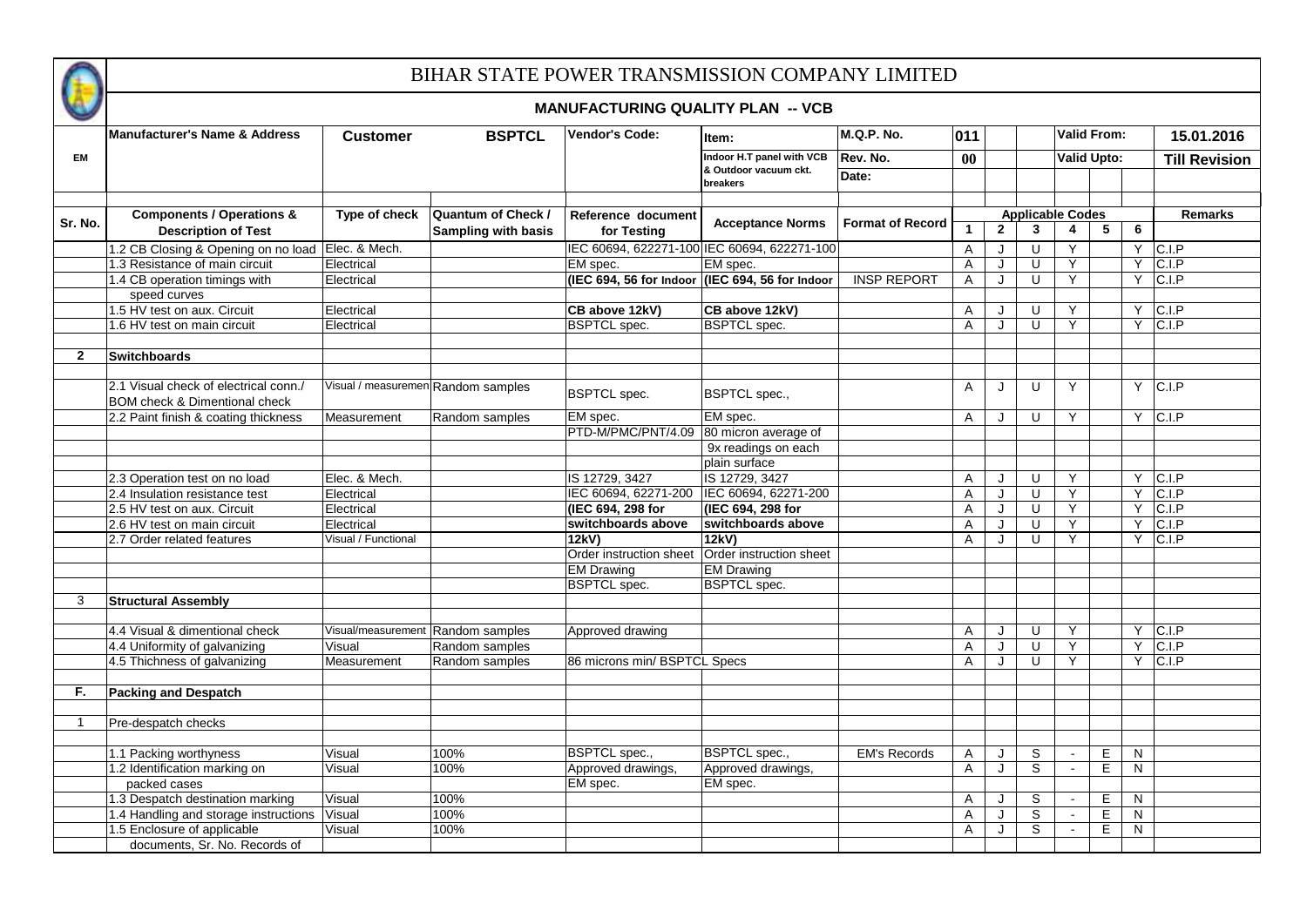# BIHAR STATE POWER TRANSMISSION COMPANY LIMITED

## MANUFACTURING QUALITY PLAN -- VCB

| | Manufacturer's Name & Address | Customer | BSPTCL | Vendor's Code: | Item: | M.Q.P. No. | 011 | | | Valid From: | | | 15.01.2016 |
|---|---|---|---|---|---|---|---|---|---|---|---|---|---|
| EM | | | | | Indoor H.T panel with VCB & Outdoor vacuum ckt. breakers | Rev. No. | 00 | | | Valid Upto: | | | Till Revision |
| | | | | | | Date: | | | | | | | |

| Sr. No. | Components / Operations & Description of Test | Type of check | Quantum of Check / Sampling with basis | Reference document for Testing | Acceptance Norms | Format of Record | Applicable Codes 1 | 2 | 3 | 4 | 5 | 6 | Remarks |
|---|---|---|---|---|---|---|---|---|---|---|---|---|---|
| | 1.2 CB Closing & Opening on no load | Elec. & Mech. | | IEC 60694, 622271-100 | IEC 60694, 622271-100 | | A | J | U | Y | | Y | C.I.P |
| | 1.3 Resistance of main circuit | Electrical | | EM spec. | EM spec. | | A | J | U | Y | | Y | C.I.P |
| | 1.4 CB operation timings with speed curves | Electrical | | **(IEC 694, 56 for Indoor** | **(IEC 694, 56 for Indoor** | INSP REPORT | A | J | U | Y | | Y | C.I.P |
| | 1.5 HV test on aux. Circuit | Electrical | | **CB above 12kV)** | **CB above 12kV)** | | A | J | U | Y | | Y | C.I.P |
| | 1.6 HV test on main circuit | Electrical | | BSPTCL spec. | BSPTCL spec. | | A | J | U | Y | | Y | C.I.P |
| **2** | **Switchboards** | | | | | | | | | | | | |
| | 2.1 Visual check of electrical conn./ BOM check & Dimentional check | Visual / measurement | Random samples | BSPTCL spec. | BSPTCL spec., | | A | J | U | Y | | Y | C.I.P |
| | 2.2 Paint finish & coating thickness | Measurement | Random samples | EM spec. | EM spec. | | A | J | U | Y | | Y | C.I.P |
| | | | | PTD-M/PMC/PNT/4.09 | 80 micron average of 9x readings on each plain surface | | | | | | | | |
| | 2.3 Operation test on no load | Elec. & Mech. | | IS 12729, 3427 | IS 12729, 3427 | | A | J | U | Y | | Y | C.I.P |
| | 2.4 Insulation resistance test | Electrical | | IEC 60694, 62271-200 | IEC 60694, 62271-200 | | A | J | U | Y | | Y | C.I.P |
| | 2.5 HV test on aux. Circuit | Electrical | | **(IEC 694, 298 for** | **(IEC 694, 298 for** | | A | J | U | Y | | Y | C.I.P |
| | 2.6 HV test on main circuit | Electrical | | **switchboards above** | **switchboards above** | | A | J | U | Y | | Y | C.I.P |
| | 2.7 Order related features | Visual / Functional | | **12kV)** | **12kV)** | | A | J | U | Y | | Y | C.I.P |
| | | | | Order instruction sheet | Order instruction sheet | | | | | | | | |
| | | | | EM Drawing | EM Drawing | | | | | | | | |
| | | | | BSPTCL spec. | BSPTCL spec. | | | | | | | | |
| 3 | **Structural Assembly** | | | | | | | | | | | | |
| | 4.4 Visual & dimentional check | Visual/measurement | Random samples | Approved drawing | | | A | J | U | Y | | Y | C.I.P |
| | 4.4 Uniformity of galvanizing | Visual | Random samples | | | | A | J | U | Y | | Y | C.I.P |
| | 4.5 Thichness of galvanizing | Measurement | Random samples | 86 microns min/ BSPTCL Specs | | | A | J | U | Y | | Y | C.I.P |
| **F.** | **Packing and Despatch** | | | | | | | | | | | | |
| 1 | Pre-despatch checks | | | | | | | | | | | | |
| | 1.1 Packing worthyness | Visual | 100% | BSPTCL spec., | BSPTCL spec., | EM's Records | A | J | S | - | E | N | |
| | 1.2 Identification marking on packed cases | Visual | 100% | Approved drawings, EM spec. | Approved drawings, EM spec. | | A | J | S | - | E | N | |
| | 1.3 Despatch destination marking | Visual | 100% | | | | A | J | S | - | E | N | |
| | 1.4 Handling and storage instructions | Visual | 100% | | | | A | J | S | - | E | N | |
| | 1.5 Enclosure of applicable documents, Sr. No. Records of | Visual | 100% | | | | A | J | S | - | E | N | |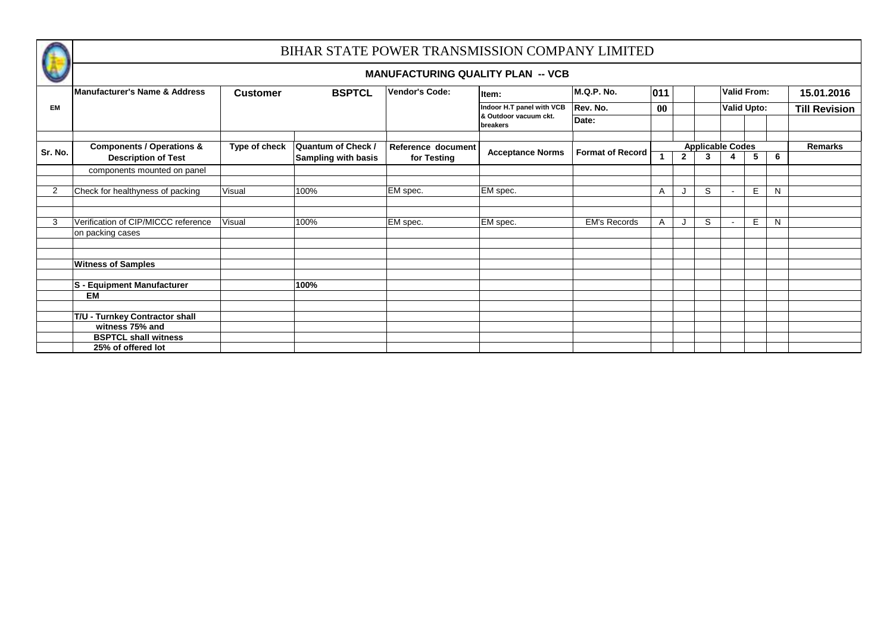# BIHAR STATE POWER TRANSMISSION COMPANY LIMITED

## MANUFACTURING QUALITY PLAN -- VCB

| Manufacturer's Name & Address | Customer | BSPTCL | Vendor's Code: | Item: | M.Q.P. No. | 011 | Valid From: | 15.01.2016 |
|---|---|---|---|---|---|---|---|---|
| EM | | | | Indoor H.T panel with VCB & Outdoor vacuum ckt. breakers | Rev. No. | 00 | Valid Upto: | Till Revision |
| | | | | | Date: | | | |

| Sr. No. | Components / Operations & Description of Test | Type of check | Quantum of Check / Sampling with basis | Reference document for Testing | Acceptance Norms | Format of Record | Applicable Codes | | | | | | Remarks |
|---|---|---|---|---|---|---|---|---|---|---|---|---|---|
| | | | | | | | 1 | 2 | 3 | 4 | 5 | 6 | |
| | components mounted on panel | | | | | | | | | | | | |
| 2 | Check for healthyness of packing | Visual | 100% | EM spec. | EM spec. | | A | J | S | - | E | N | |
| 3 | Verification of CIP/MICCC reference on packing cases | Visual | 100% | EM spec. | EM spec. | EM's Records | A | J | S | - | E | N | |
| | **Witness of Samples** | | | | | | | | | | | | |
| | **S - Equipment Manufacturer** | | **100%** | | | | | | | | | | |
| | **EM** | | | | | | | | | | | | |
| | **T/U - Turnkey Contractor shall witness 75% and** | | | | | | | | | | | | |
| | **BSPTCL shall witness 25% of offered lot** | | | | | | | | | | | | |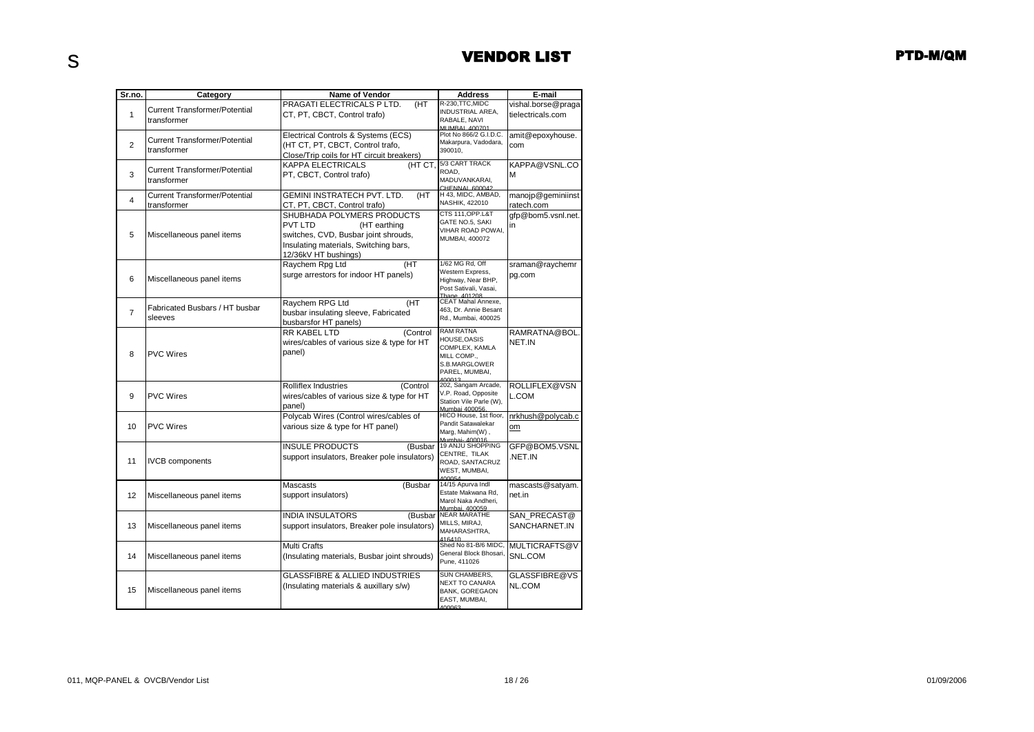# VENDOR LIST

| Sr.no. | Category | Name of Vendor | Address | E-mail |
|---|---|---|---|---|
| 1 | Current Transformer/Potential transformer | PRAGATI ELECTRICALS P LTD. (HT CT, PT, CBCT, Control trafo) | R-230,TTC,MIDC INDUSTRIAL AREA, RABALE, NAVI MUMBAI, 400701 | vishal.borse@pragatielectricals.com |
| 2 | Current Transformer/Potential transformer | Electrical Controls & Systems (ECS) (HT CT, PT, CBCT, Control trafo, Close/Trip coils for HT circuit breakers) | Plot No 866/2 G.I.D.C. Makarpura, Vadodara, 390010, | amit@epoxyhouse.com |
| 3 | Current Transformer/Potential transformer | KAPPA ELECTRICALS (HT CT, PT, CBCT, Control trafo) | 5/3 CART TRACK ROAD, MADUVANKARAI, CHENNAI, 600042 | KAPPA@VSNL.COM |
| 4 | Current Transformer/Potential transformer | GEMINI INSTRATECH PVT. LTD. (HT CT, PT, CBCT, Control trafo) | H 43, MIDC, AMBAD, NASHIK, 422010 | manojp@geminiinstratech.com |
| 5 | Miscellaneous panel items | SHUBHADA POLYMERS PRODUCTS PVT LTD (HT earthing switches, CVD, Busbar joint shrouds, Insulating materials, Switching bars, 12/36kV HT bushings) | CTS 111,OPP.L&T GATE NO.5, SAKI VIHAR ROAD POWAI, MUMBAI, 400072 | gfp@bom5.vsnl.net.in |
| 6 | Miscellaneous panel items | Raychem Rpg Ltd (HT surge arrestors for indoor HT panels) | 1/62 MG Rd, Off Western Express, Highway, Near BHP, Post Sativali, Vasai, Thane, 401208 | sraman@raychemrpg.com |
| 7 | Fabricated Busbars / HT busbar sleeves | Raychem RPG Ltd (HT busbar insulating sleeve, Fabricated busbarsfor HT panels) | CEAT Mahal Annexe, 463, Dr. Annie Besant Rd., Mumbai, 400025 | |
| 8 | PVC Wires | RR KABEL LTD (Control wires/cables of various size & type for HT panel) | RAM RATNA HOUSE,OASIS COMPLEX, KAMLA MILL COMP., S.B.MARGLOWER PAREL, MUMBAI, 400013 | RAMRATNA@BOL.NET.IN |
| 9 | PVC Wires | Rolliflex Industries (Control wires/cables of various size & type for HT panel) | 202, Sangam Arcade, V.P. Road, Opposite Station Vile Parle (W), Mumbai 400056. | ROLLIFLEX@VSNL.COM |
| 10 | PVC Wires | Polycab Wires (Control wires/cables of various size & type for HT panel) | HICO House, 1st floor, Pandit Satawalekar Marg, Mahim(W) , Mumbai- 400016 | nrkhush@polycab.com |
| 11 | IVCB components | INSULE PRODUCTS (Busbar support insulators, Breaker pole insulators) | 19 ANJU SHOPPING CENTRE, TILAK ROAD, SANTACRUZ WEST, MUMBAI, 400054 | GFP@BOM5.VSNL.NET.IN |
| 12 | Miscellaneous panel items | Mascasts (Busbar support insulators) | 14/15 Apurva Indl Estate Makwana Rd, Marol Naka Andheri, Mumbai, 400059 | mascasts@satyam.net.in |
| 13 | Miscellaneous panel items | INDIA INSULATORS (Busbar support insulators, Breaker pole insulators) | NEAR MARATHE MILLS, MIRAJ, MAHARASHTRA, 416410 | SAN_PRECAST@SANCHARNET.IN |
| 14 | Miscellaneous panel items | Multi Crafts (Insulating materials, Busbar joint shrouds) | Shed No 81-B/6 MIDC, General Block Bhosari, Pune, 411026 | MULTICRAFTS@VSNL.COM |
| 15 | Miscellaneous panel items | GLASSFIBRE & ALLIED INDUSTRIES (Insulating materials & auxillary s/w) | SUN CHAMBERS, NEXT TO CANARA BANK, GOREGAON EAST, MUMBAI, 400063 | GLASSFIBRE@VSNL.COM |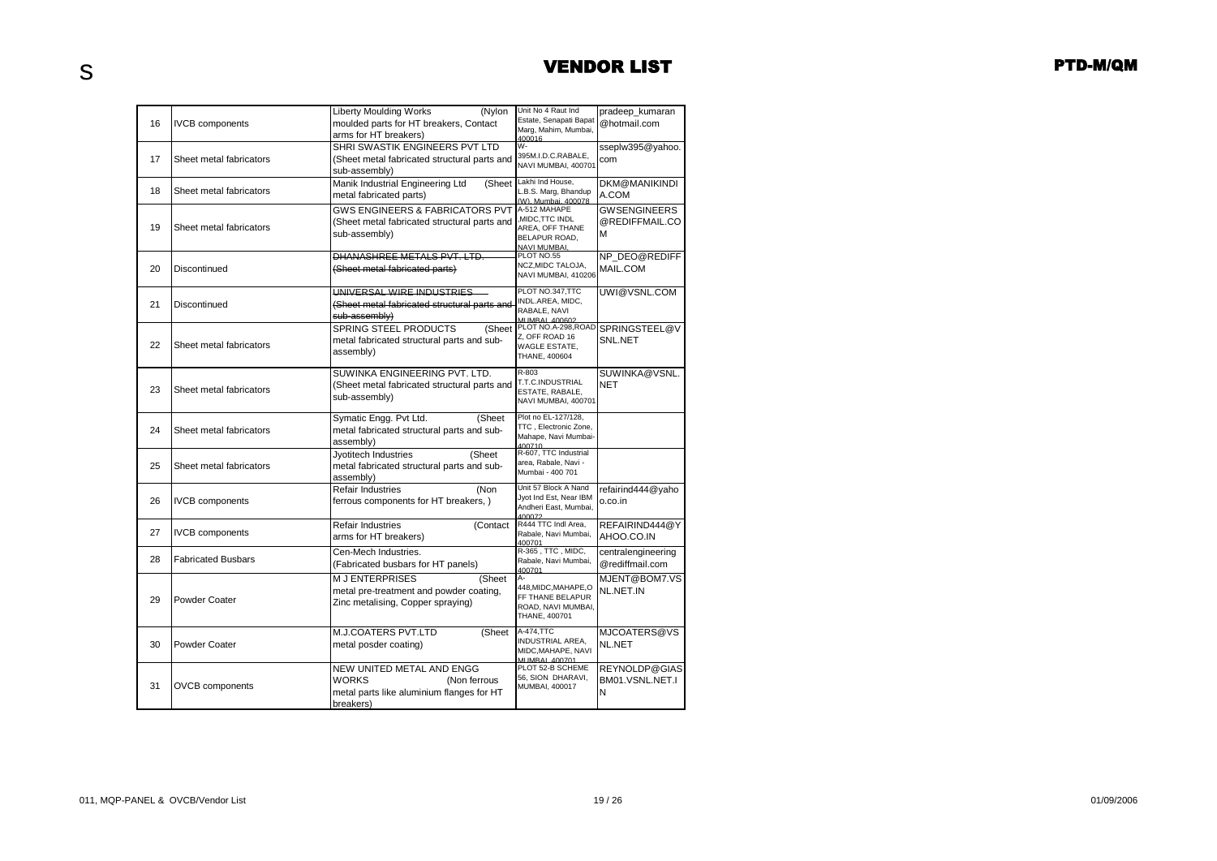# VENDOR LIST

| | | | | |
|---|---|---|---|---|
| 16 | IVCB components | Liberty Moulding Works (Nylon moulded parts for HT breakers, Contact arms for HT breakers) | Unit No 4 Raut Ind Estate, Senapati Bapat Marg, Mahim, Mumbai, 400016 | pradeep_kumaran@hotmail.com |
| 17 | Sheet metal fabricators | SHRI SWASTIK ENGINEERS PVT LTD (Sheet metal fabricated structural parts and sub-assembly) | W-395M.I.D.C.RABALE, NAVI MUMBAI, 400701 | sseplw395@yahoo.com |
| 18 | Sheet metal fabricators | Manik Industrial Engineering Ltd (Sheet metal fabricated parts) | Lakhi Ind House, L.B.S. Marg, Bhandup (W), Mumbai, 400078 | DKM@MANIKINDIA.COM |
| 19 | Sheet metal fabricators | GWS ENGINEERS & FABRICATORS PVT (Sheet metal fabricated structural parts and sub-assembly) | A-512 MAHAPE ,MIDC,TTC INDL AREA, OFF THANE BELAPUR ROAD, NAVI MUMBAI, | GWSENGINEERS@REDIFFMAIL.COM |
| 20 | Discontinued | ~~DHANASHREE METALS PVT. LTD. (Sheet metal fabricated parts)~~ | PLOT NO.55 NCZ,MIDC TALOJA, NAVI MUMBAI, 410206 | NP_DEO@REDIFFMAIL.COM |
| 21 | Discontinued | ~~UNIVERSAL WIRE INDUSTRIES (Sheet metal fabricated structural parts and sub-assembly)~~ | PLOT NO.347,TTC INDL.AREA, MIDC, RABALE, NAVI MUMBAI, 400602 | UWI@VSNL.COM |
| 22 | Sheet metal fabricators | SPRING STEEL PRODUCTS (Sheet metal fabricated structural parts and sub-assembly) | PLOT NO.A-298,ROAD Z, OFF ROAD 16 WAGLE ESTATE, THANE, 400604 | SPRINGSTEEL@VSNL.NET |
| 23 | Sheet metal fabricators | SUWINKA ENGINEERING PVT. LTD. (Sheet metal fabricated structural parts and sub-assembly) | R-803 T.T.C.INDUSTRIAL ESTATE, RABALE, NAVI MUMBAI, 400701 | SUWINKA@VSNL.NET |
| 24 | Sheet metal fabricators | Symatic Engg. Pvt Ltd. (Sheet metal fabricated structural parts and sub-assembly) | Plot no EL-127/128, TTC , Electronic Zone, Mahape, Navi Mumbai-400710 | |
| 25 | Sheet metal fabricators | Jyotitech Industries (Sheet metal fabricated structural parts and sub-assembly) | R-607, TTC Industrial area, Rabale, Navi - Mumbai - 400 701 | |
| 26 | IVCB components | Refair Industries (Non ferrous components for HT breakers, ) | Unit 57 Block A Nand Jyot Ind Est, Near IBM Andheri East, Mumbai, 400072 | refairind444@yahoo.co.in |
| 27 | IVCB components | Refair Industries (Contact arms for HT breakers) | R444 TTC Indl Area, Rabale, Navi Mumbai, 400701 | REFAIRIND444@YAHOO.CO.IN |
| 28 | Fabricated Busbars | Cen-Mech Industries. (Fabricated busbars for HT panels) | R-365 , TTC , MIDC, Rabale, Navi Mumbai, 400701 | centralengineering@rediffmail.com |
| 29 | Powder Coater | M J ENTERPRISES (Sheet metal pre-treatment and powder coating, Zinc metalising, Copper spraying) | A-448,MIDC,MAHAPE,OFF THANE BELAPUR ROAD, NAVI MUMBAI, THANE, 400701 | MJENT@BOM7.VSNL.NET.IN |
| 30 | Powder Coater | M.J.COATERS PVT.LTD (Sheet metal posder coating) | A-474,TTC INDUSTRIAL AREA, MIDC,MAHAPE, NAVI MUMBAI, 400701 | MJCOATERS@VSNL.NET |
| 31 | OVCB components | NEW UNITED METAL AND ENGG WORKS (Non ferrous metal parts like aluminium flanges for HT breakers) | PLOT 52-B SCHEME 56, SION DHARAVI, MUMBAI, 400017 | REYNOLDP@GIASBM01.VSNL.NET.IN |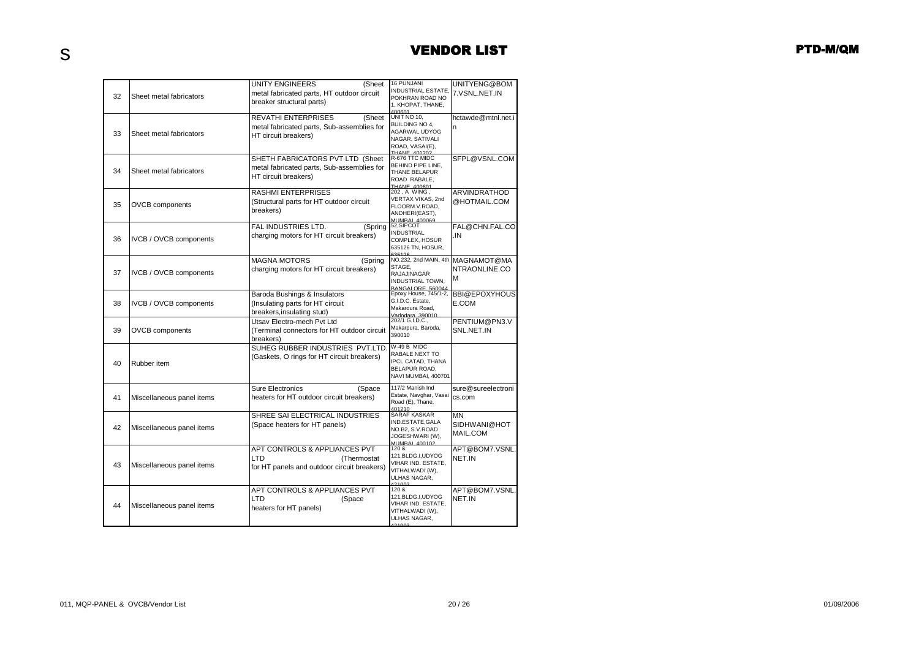# VENDOR LIST

| | | | | |
|---|---|---|---|---|
| 32 | Sheet metal fabricators | UNITY ENGINEERS (Sheet metal fabricated parts, HT outdoor circuit breaker structural parts) | 16 PUNJANI INDUSTRIAL ESTATE, POKHRAN ROAD NO 1, KHOPAT, THANE, 400601 | UNITYENG@BOM7.VSNL.NET.IN |
| 33 | Sheet metal fabricators | REVATHI ENTERPRISES (Sheet metal fabricated parts, Sub-assemblies for HT circuit breakers) | UNIT NO 10, BUILDING NO 4, AGARWAL UDYOG NAGAR, SATIVALI ROAD, VASAI(E), THANE 401202 | hctawde@mtnl.net.in |
| 34 | Sheet metal fabricators | SHETH FABRICATORS PVT LTD (Sheet metal fabricated parts, Sub-assemblies for HT circuit breakers) | R-676 TTC MIDC BEHIND PIPE LINE, THANE BELAPUR ROAD RABALE, THANE 400601 | SFPL@VSNL.COM |
| 35 | OVCB components | RASHMI ENTERPRISES (Structural parts for HT outdoor circuit breakers) | 202 , A WING , VERTAX VIKAS, 2nd FLOORM.V.ROAD, ANDHERI(EAST), MUMBAI 400069 | ARVINDRATHOD@HOTMAIL.COM |
| 36 | IVCB / OVCB components | FAL INDUSTRIES LTD. (Spring charging motors for HT circuit breakers) | 52,SIPCOT INDUSTRIAL COMPLEX, HOSUR 635126 TN, HOSUR, 635126 | FAL@CHN.FAL.CO.IN |
| 37 | IVCB / OVCB components | MAGNA MOTORS (Spring charging motors for HT circuit breakers) | NO.232, 2nd MAIN, 4th STAGE, RAJAJINAGAR INDUSTRIAL TOWN, BANGALORE 560044 | MAGNAMOT@MANTRAONLINE.COM |
| 38 | IVCB / OVCB components | Baroda Bushings & Insulators (Insulating parts for HT circuit breakers,insulating stud) | Epoxy House, 745/1-2, G.I.D.C. Estate, Makaroura Road, Vadodara 390010 | BBI@EPOXYHOUSE.COM |
| 39 | OVCB components | Utsav Electro-mech Pvt Ltd (Terminal connectors for HT outdoor circuit breakers) | 202/1 G.I.D.C., Makarpura, Baroda, 390010 | PENTIUM@PN3.VSNL.NET.IN |
| 40 | Rubber item | SUHEG RUBBER INDUSTRIES PVT.LTD. (Gaskets, O rings for HT circuit breakers) | W-49 B MIDC RABALE NEXT TO IPCL CATAD, THANA BELAPUR ROAD, NAVI MUMBAI, 400701 | |
| 41 | Miscellaneous panel items | Sure Electronics (Space heaters for HT outdoor circuit breakers) | 117/2 Manish Ind Estate, Navghar, Vasai Road (E), Thane, 401210 | sure@sureelectronics.com |
| 42 | Miscellaneous panel items | SHREE SAI ELECTRICAL INDUSTRIES (Space heaters for HT panels) | SARAF KASKAR IND.ESTATE,GALA NO.B2, S.V.ROAD JOGESHWARI (W), MUMBAI 400102 | MN SIDHWANI@HOTMAIL.COM |
| 43 | Miscellaneous panel items | APT CONTROLS & APPLIANCES PVT LTD (Thermostat for HT panels and outdoor circuit breakers) | 120 & 121,BLDG.I,UDYOG VIHAR IND. ESTATE, VITHALWADI (W), ULHAS NAGAR, 421003 | APT@BOM7.VSNL.NET.IN |
| 44 | Miscellaneous panel items | APT CONTROLS & APPLIANCES PVT LTD (Space heaters for HT panels) | 120 & 121,BLDG.I,UDYOG VIHAR IND. ESTATE, VITHALWADI (W), ULHAS NAGAR, 421003 | APT@BOM7.VSNL.NET.IN |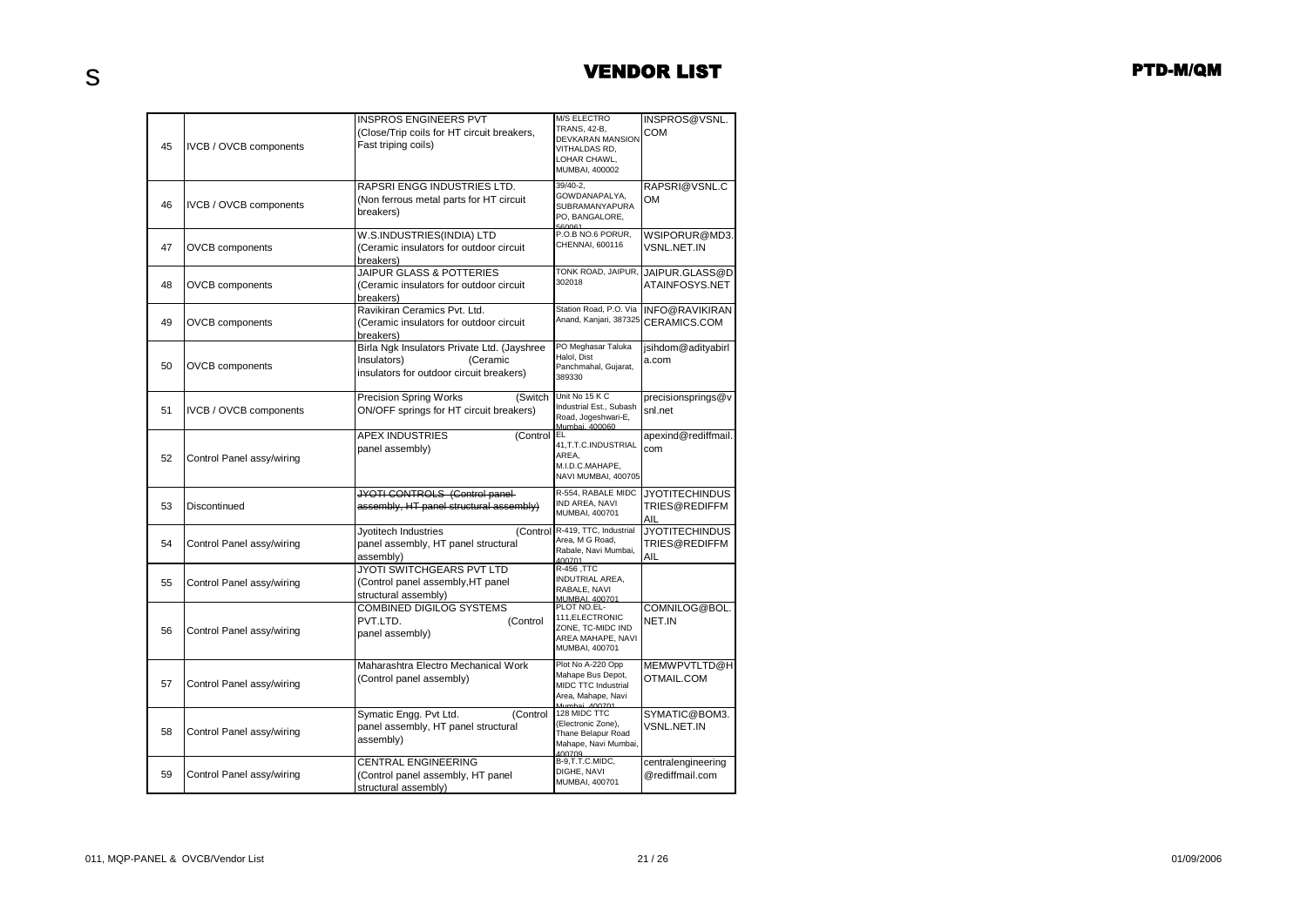# VENDOR LIST

| | | | | |
|---|---|---|---|---|
| 45 | IVCB / OVCB components | INSPROS ENGINEERS PVT (Close/Trip coils for HT circuit breakers, Fast triping coils) | M/S ELECTRO TRANS, 42-B, DEVKARAN MANSION VITHALDAS RD, LOHAR CHAWL, MUMBAI, 400002 | INSPROS@VSNL.COM |
| 46 | IVCB / OVCB components | RAPSRI ENGG INDUSTRIES LTD. (Non ferrous metal parts for HT circuit breakers) | 39/40-2, GOWDANAPALYA, SUBRAMANYAPURA PO, BANGALORE, 560061 | RAPSRI@VSNL.COM |
| 47 | OVCB components | W.S.INDUSTRIES(INDIA) LTD (Ceramic insulators for outdoor circuit breakers) | P.O.B NO.6 PORUR, CHENNAI, 600116 | WSIPORUR@MD3.VSNL.NET.IN |
| 48 | OVCB components | JAIPUR GLASS & POTTERIES (Ceramic insulators for outdoor circuit breakers) | TONK ROAD, JAIPUR, 302018 | JAIPUR.GLASS@DATAINFOSYS.NET |
| 49 | OVCB components | Ravikiran Ceramics Pvt. Ltd. (Ceramic insulators for outdoor circuit breakers) | Station Road, P.O. Via Anand, Kanjari, 387325 | INFO@RAVIKIRANCERAMICS.COM |
| 50 | OVCB components | Birla Ngk Insulators Private Ltd. (Jayshree Insulators) (Ceramic insulators for outdoor circuit breakers) | PO Meghasar Taluka Halol, Dist Panchmahal, Gujarat, 389330 | jsihdom@adityabirla.com |
| 51 | IVCB / OVCB components | Precision Spring Works (Switch ON/OFF springs for HT circuit breakers) | Unit No 15 K C Industrial Est., Subash Road, Jogeshwari-E, Mumbai, 400060 | precisionsprings@vsnl.net |
| 52 | Control Panel assy/wiring | APEX INDUSTRIES (Control panel assembly) | EL 41,T.T.C.INDUSTRIAL AREA, M.I.D.C.MAHAPE, NAVI MUMBAI, 400705 | apexind@rediffmail.com |
| 53 | Discontinued | ~~JYOTI CONTROLS (Control panel assembly, HT panel structural assembly)~~ | R-554, RABALE MIDC IND AREA, NAVI MUMBAI, 400701 | JYOTITECHINDUSTRIES@REDIFFMAIL |
| 54 | Control Panel assy/wiring | Jyotitech Industries (Control panel assembly, HT panel structural assembly) | R-419, TTC, Industrial Area, M G Road, Rabale, Navi Mumbai, 400701 | JYOTITECHINDUSTRIES@REDIFFMAIL |
| 55 | Control Panel assy/wiring | JYOTI SWITCHGEARS PVT LTD (Control panel assembly,HT panel structural assembly) | R-456 ,TTC INDUTRIAL AREA, RABALE, NAVI MUMBAI, 400701 | |
| 56 | Control Panel assy/wiring | COMBINED DIGILOG SYSTEMS PVT.LTD. (Control panel assembly) | PLOT NO.EL-111,ELECTRONIC ZONE, TC-MIDC IND AREA MAHAPE, NAVI MUMBAI, 400701 | COMNILOG@BOL.NET.IN |
| 57 | Control Panel assy/wiring | Maharashtra Electro Mechanical Work (Control panel assembly) | Plot No A-220 Opp Mahape Bus Depot, MIDC TTC Industrial Area, Mahape, Navi Mumbai, 400701 | MEMWPVTLTD@HOTMAIL.COM |
| 58 | Control Panel assy/wiring | Symatic Engg. Pvt Ltd. (Control panel assembly, HT panel structural assembly) | 128 MIDC TTC (Electronic Zone), Thane Belapur Road Mahape, Navi Mumbai, 400709 | SYMATIC@BOM3.VSNL.NET.IN |
| 59 | Control Panel assy/wiring | CENTRAL ENGINEERING (Control panel assembly, HT panel structural assembly) | B-9,T.T.C.MIDC, DIGHE, NAVI MUMBAI, 400701 | centralengineering@rediffmail.com |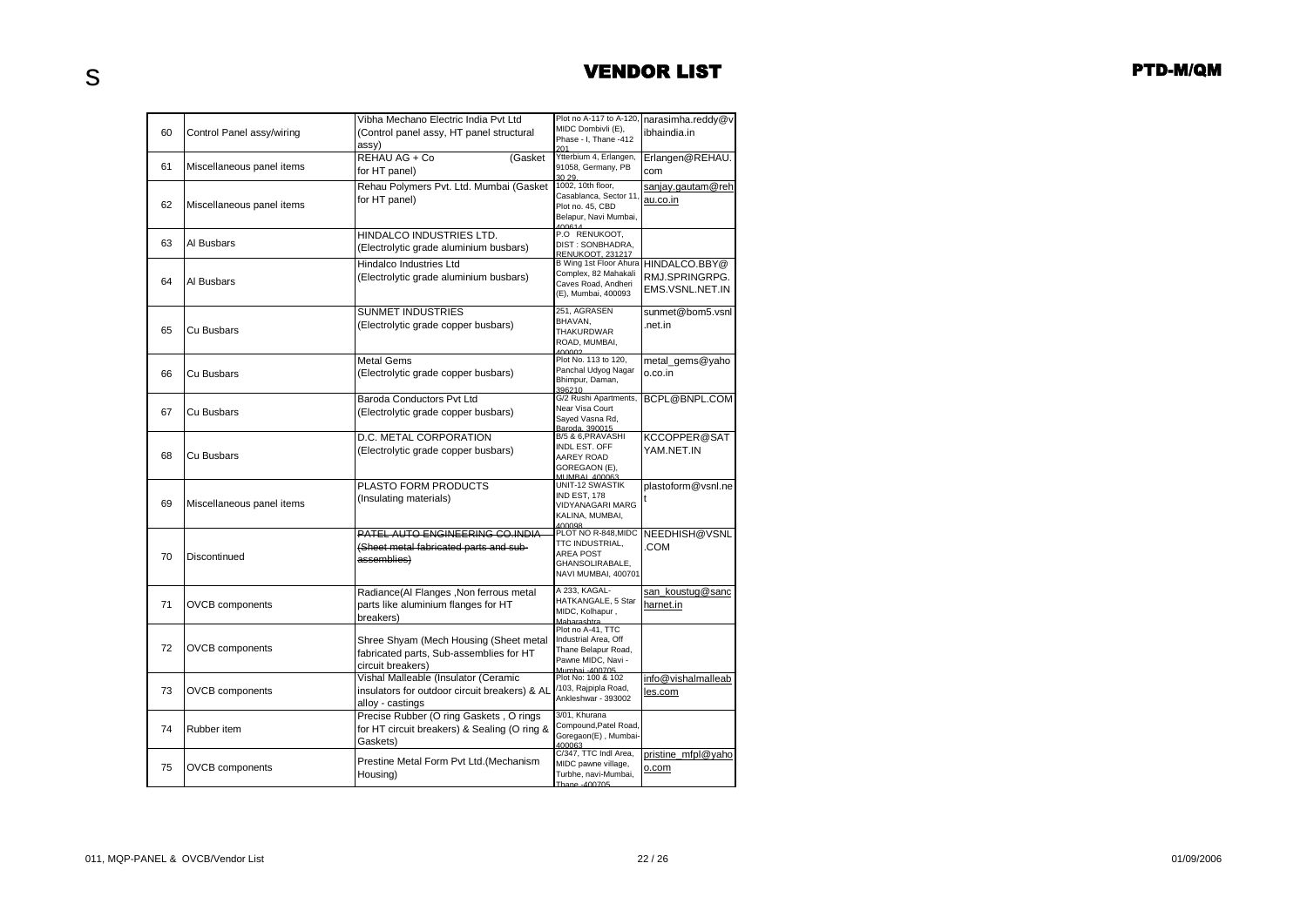# VENDOR LIST

| | | | | |
|---|---|---|---|---|
| 60 | Control Panel assy/wiring | Vibha Mechano Electric India Pvt Ltd (Control panel assy, HT panel structural assy) | Plot no A-117 to A-120, MIDC Dombivli (E), Phase - I, Thane -412 201 | narasimha.reddy@vibhaindia.in |
| 61 | Miscellaneous panel items | REHAU AG + Co (Gasket for HT panel) | Ytterbium 4, Erlangen, 91058, Germany, PB 30 29. | Erlangen@REHAU.com |
| 62 | Miscellaneous panel items | Rehau Polymers Pvt. Ltd. Mumbai (Gasket for HT panel) | 1002, 10th floor, Casablanca, Sector 11, Plot no. 45, CBD Belapur, Navi Mumbai, 400614 | sanjay.gautam@rehau.co.in |
| 63 | Al Busbars | HINDALCO INDUSTRIES LTD. (Electrolytic grade aluminium busbars) | P.O RENUKOOT, DIST : SONBHADRA, RENUKOOT, 231217 | |
| 64 | Al Busbars | Hindalco Industries Ltd (Electrolytic grade aluminium busbars) | B Wing 1st Floor Ahura Complex, 82 Mahakali Caves Road, Andheri (E), Mumbai, 400093 | HINDALCO.BBY@RMJ.SPRINGRPG.EMS.VSNL.NET.IN |
| 65 | Cu Busbars | SUNMET INDUSTRIES (Electrolytic grade copper busbars) | 251, AGRASEN BHAVAN, THAKURDWAR ROAD, MUMBAI, 400002 | sunmet@bom5.vsnl.net.in |
| 66 | Cu Busbars | Metal Gems (Electrolytic grade copper busbars) | Plot No. 113 to 120, Panchal Udyog Nagar Bhimpur, Daman, 396210 | metal_gems@yahoo.co.in |
| 67 | Cu Busbars | Baroda Conductors Pvt Ltd (Electrolytic grade copper busbars) | G/2 Rushi Apartments, Near Visa Court Sayed Vasna Rd, Baroda, 390015 | BCPL@BNPL.COM |
| 68 | Cu Busbars | D.C. METAL CORPORATION (Electrolytic grade copper busbars) | B/5 & 6,PRAVASHI INDL EST. OFF AAREY ROAD GOREGAON (E), MUMBAI, 400063 | KCCOPPER@SATYAM.NET.IN |
| 69 | Miscellaneous panel items | PLASTO FORM PRODUCTS (Insulating materials) | UNIT-12 SWASTIK IND EST, 178 VIDYANAGARI MARG KALINA, MUMBAI, 400098 | plastoform@vsnl.net |
| 70 | Discontinued | ~~PATEL AUTO ENGINEERING CO.INDIA (Sheet metal fabricated parts and sub-assemblies)~~ | PLOT NO R-848,MIDC TTC INDUSTRIAL, AREA POST GHANSOLIRABALE, NAVI MUMBAI, 400701 | NEEDHISH@VSNL.COM |
| 71 | OVCB components | Radiance(Al Flanges ,Non ferrous metal parts like aluminium flanges for HT breakers) | A 233, KAGAL-HATKANGALE, 5 Star MIDC, Kolhapur , Maharashtra | san_koustug@sancharnet.in |
| 72 | OVCB components | Shree Shyam (Mech Housing (Sheet metal fabricated parts, Sub-assemblies for HT circuit breakers) | Plot no A-41, TTC Industrial Area, Off Thane Belapur Road, Pawne MIDC, Navi - Mumbai -400705 | |
| 73 | OVCB components | Vishal Malleable (Insulator (Ceramic insulators for outdoor circuit breakers) & AL alloy - castings | Plot No: 100 & 102 /103, Rajpipla Road, Ankleshwar - 393002 | info@vishalmalleables.com |
| 74 | Rubber item | Precise Rubber (O ring Gaskets , O rings for HT circuit breakers) & Sealing (O ring & Gaskets) | 3/01, Khurana Compound,Patel Road, Goregaon(E) , Mumbai-400063 | |
| 75 | OVCB components | Prestine Metal Form Pvt Ltd.(Mechanism Housing) | C/347, TTC Indl Area, MIDC pawne village, Turbhe, navi-Mumbai, Thane -400705 | pristine_mfpl@yahoo.com |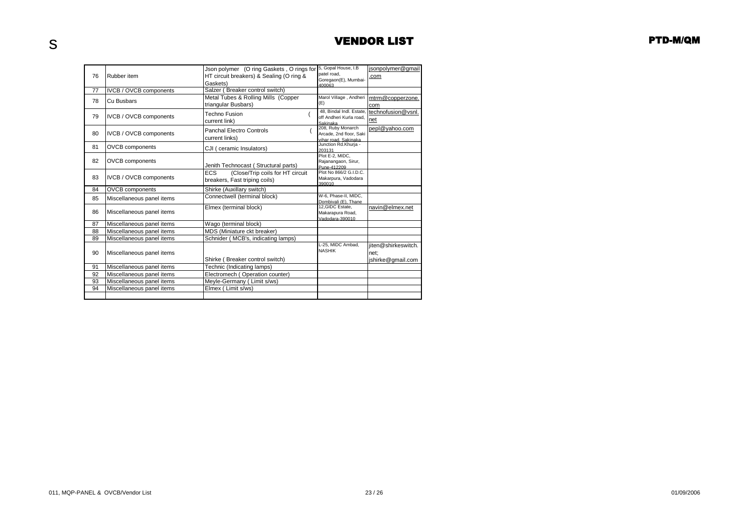# VENDOR LIST

| | | | | |
|---|---|---|---|---|
| 76 | Rubber item | Json polymer (O ring Gaskets , O rings for HT circuit breakers) & Sealing (O ring & Gaskets) | 5, Gopal House, I.B patel road, Goregaon(E), Mumbai-400063 | jsonpolymer@gmail.com |
| 77 | IVCB / OVCB components | Salzer ( Breaker control switch) | | |
| 78 | Cu Busbars | Metal Tubes & Rolling Mills (Copper triangular Busbars) | Marol Village , Andheri (E) | mtrm@copperzone.com |
| 79 | IVCB / OVCB components | Techno Fusion ( current link) | 48, Bindal Indl. Estate, off Andheri Kurla road, Sakinaka | technofusion@vsnl.net |
| 80 | IVCB / OVCB components | Panchal Electro Controls ( current links) | 208, Ruby Monarch Arcade, 2nd floor, Saki vihar road, Sakinaka | pepl@yahoo.com |
| 81 | OVCB components | CJI ( ceramic Insulators) | Junction Rd.Khurja - 203131 | |
| 82 | OVCB components | Jenith Technocast ( Structural parts) | Plot E-2, MIDC, Rajanangaon, Sirur, Pune-412209 | |
| 83 | IVCB / OVCB components | ECS (Close/Trip coils for HT circuit breakers, Fast triping coils) | Plot No 866/2 G.I.D.C. Makarpura, Vadodara 390010 | |
| 84 | OVCB components | Shirke (Auxillary switch) | | |
| 85 | Miscellaneous panel items | Connectwell (terminal block) | W-6, Phase-II, MIDC, Dombivali (E), Thane | |
| 86 | Miscellaneous panel items | Elmex (terminal block) | 12,GIDC Estate, Makarapura Road, Vadodara-390010 | navin@elmex.net |
| 87 | Miscellaneous panel items | Wago (terminal block) | | |
| 88 | Miscellaneous panel items | MDS (Miniature ckt breaker) | | |
| 89 | Miscellaneous panel items | Schnider ( MCB's, indicating lamps) | | |
| 90 | Miscellaneous panel items | Shirke ( Breaker control switch) | L-25, MIDC Ambad, NASHIK | jiten@shirkeswitch.net; jshirke@gmail.com |
| 91 | Miscellaneous panel items | Technic (Indicating lamps) | | |
| 92 | Miscellaneous panel items | Electromech ( Operation counter) | | |
| 93 | Miscellaneous panel items | Meyle-Germany ( Limit s/ws) | | |
| 94 | Miscellaneous panel items | Elmex ( Limit s/ws) | | |
| | | | | |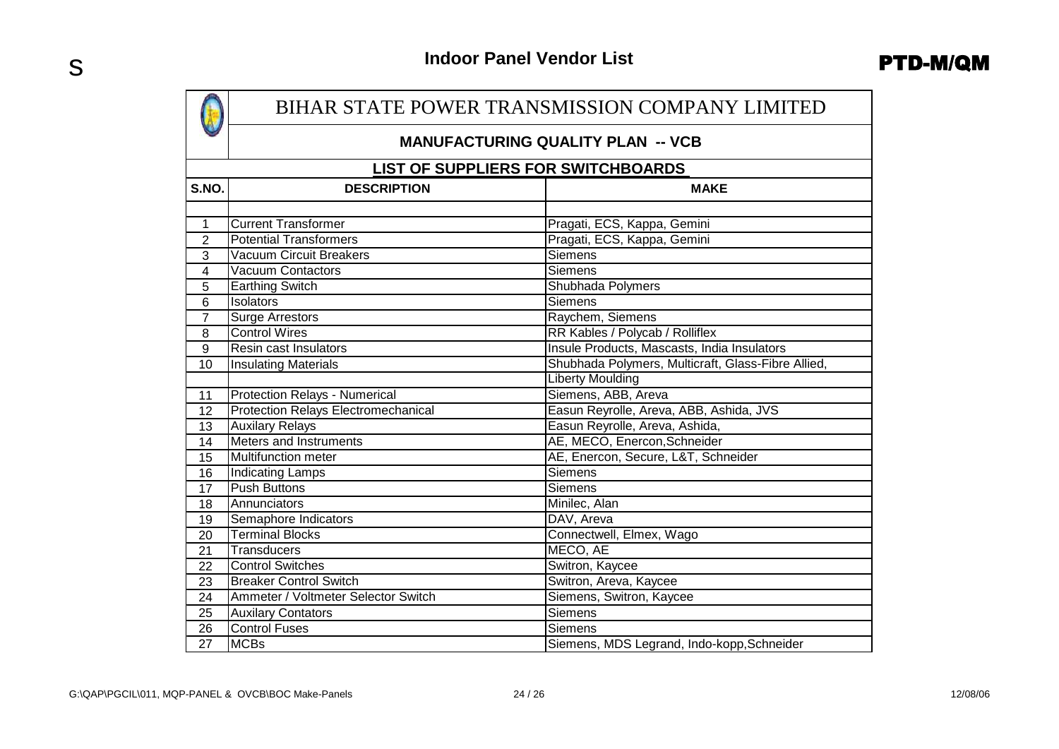# Indoor Panel Vendor List

**PTD-M/QM**

## BIHAR STATE POWER TRANSMISSION COMPANY LIMITED

### MANUFACTURING QUALITY PLAN -- VCB

### LIST OF SUPPLIERS FOR SWITCHBOARDS

| S.NO. | DESCRIPTION | MAKE |
|---|---|---|
| | | |
| 1 | Current Transformer | Pragati, ECS, Kappa, Gemini |
| 2 | Potential Transformers | Pragati, ECS, Kappa, Gemini |
| 3 | Vacuum Circuit Breakers | Siemens |
| 4 | Vacuum Contactors | Siemens |
| 5 | Earthing Switch | Shubhada Polymers |
| 6 | Isolators | Siemens |
| 7 | Surge Arrestors | Raychem, Siemens |
| 8 | Control Wires | RR Kables / Polycab / Rolliflex |
| 9 | Resin cast Insulators | Insule Products, Mascasts, India Insulators |
| 10 | Insulating Materials | Shubhada Polymers, Multicraft, Glass-Fibre Allied, |
| | | Liberty Moulding |
| 11 | Protection Relays - Numerical | Siemens, ABB, Areva |
| 12 | Protection Relays Electromechanical | Easun Reyrolle, Areva, ABB, Ashida, JVS |
| 13 | Auxilary Relays | Easun Reyrolle, Areva, Ashida, |
| 14 | Meters and Instruments | AE, MECO, Enercon,Schneider |
| 15 | Multifunction meter | AE, Enercon, Secure, L&T, Schneider |
| 16 | Indicating Lamps | Siemens |
| 17 | Push Buttons | Siemens |
| 18 | Annunciators | Minilec, Alan |
| 19 | Semaphore Indicators | DAV, Areva |
| 20 | Terminal Blocks | Connectwell, Elmex, Wago |
| 21 | Transducers | MECO, AE |
| 22 | Control Switches | Switron, Kaycee |
| 23 | Breaker Control Switch | Switron, Areva, Kaycee |
| 24 | Ammeter / Voltmeter Selector Switch | Siemens, Switron, Kaycee |
| 25 | Auxilary Contators | Siemens |
| 26 | Control Fuses | Siemens |
| 27 | MCBs | Siemens, MDS Legrand, Indo-kopp,Schneider |

G:\QAP\PGCIL\011, MQP-PANEL & OVCB\BOC Make-Panels 12/08/06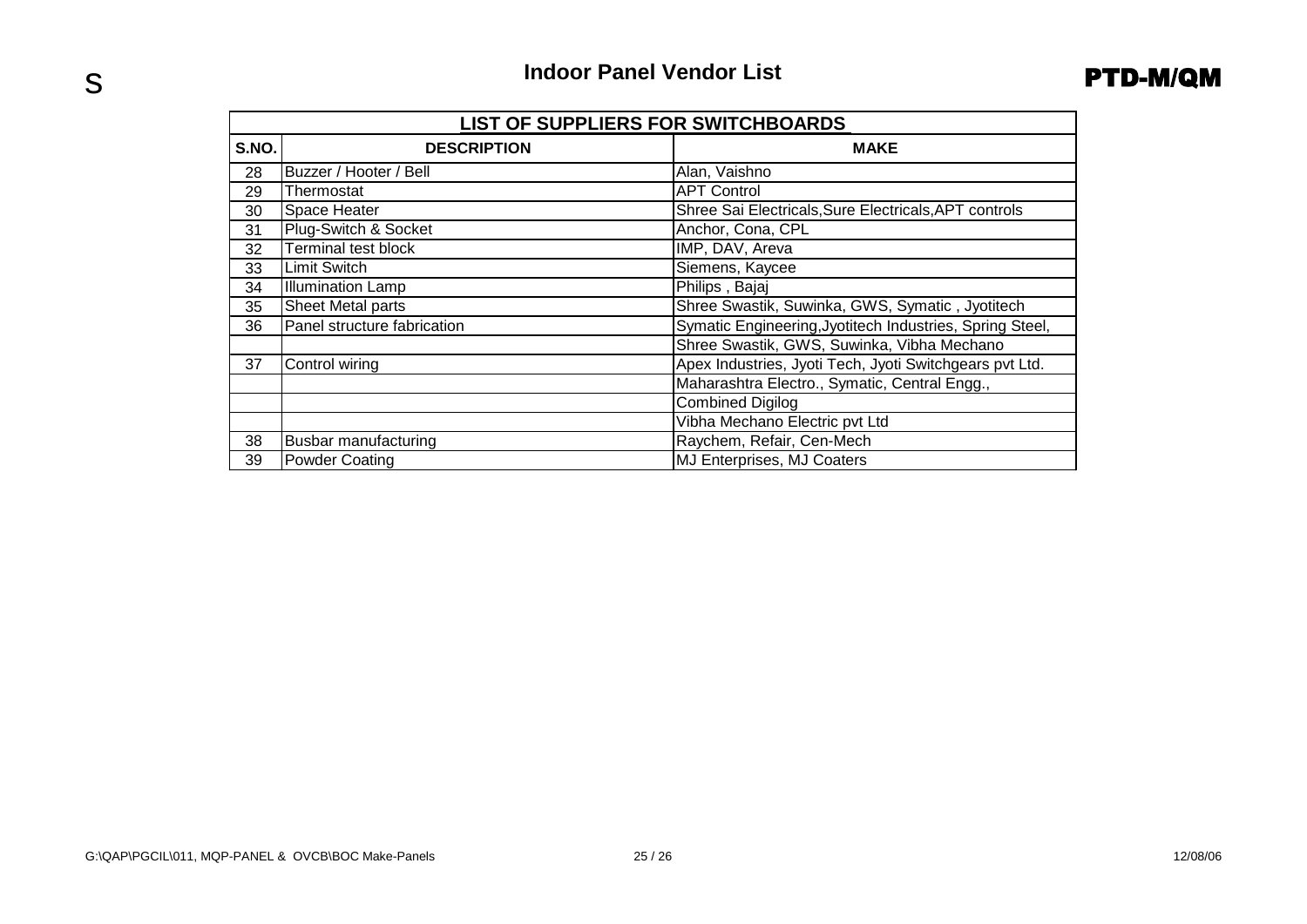# Indoor Panel Vendor List

| LIST OF SUPPLIERS FOR SWITCHBOARDS | | |
|---|---|---|
| **S.NO.** | **DESCRIPTION** | **MAKE** |
| 28 | Buzzer / Hooter / Bell | Alan, Vaishno |
| 29 | Thermostat | APT Control |
| 30 | Space Heater | Shree Sai Electricals,Sure Electricals,APT controls |
| 31 | Plug-Switch & Socket | Anchor, Cona, CPL |
| 32 | Terminal test block | IMP, DAV, Areva |
| 33 | Limit Switch | Siemens, Kaycee |
| 34 | Illumination Lamp | Philips , Bajaj |
| 35 | Sheet Metal parts | Shree Swastik, Suwinka, GWS, Symatic , Jyotitech |
| 36 | Panel structure fabrication | Symatic Engineering,Jyotitech Industries, Spring Steel, |
| | | Shree Swastik, GWS, Suwinka, Vibha Mechano |
| 37 | Control wiring | Apex Industries, Jyoti Tech, Jyoti Switchgears pvt Ltd. |
| | | Maharashtra Electro., Symatic, Central Engg., |
| | | Combined Digilog |
| | | Vibha Mechano Electric pvt Ltd |
| 38 | Busbar manufacturing | Raychem, Refair, Cen-Mech |
| 39 | Powder Coating | MJ Enterprises, MJ Coaters |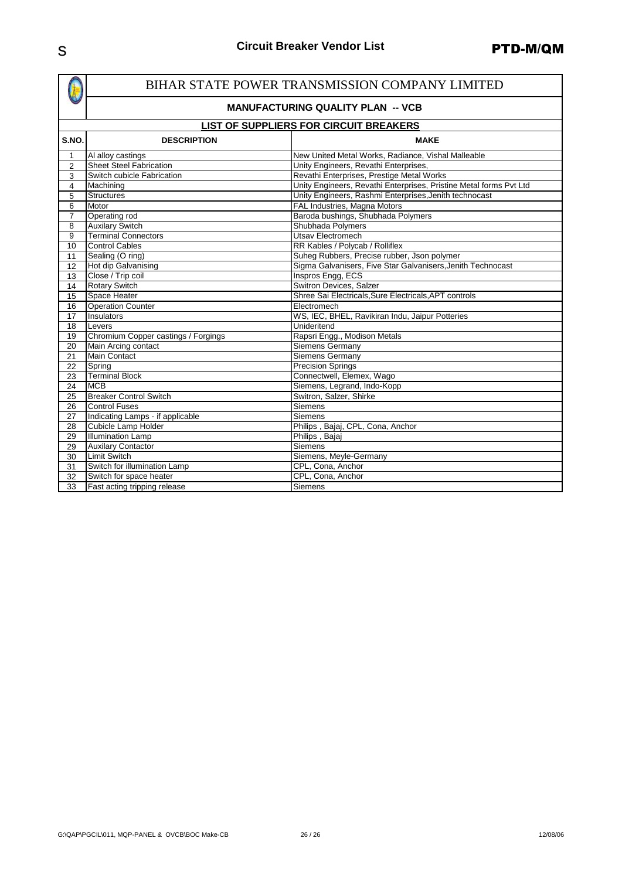# Circuit Breaker Vendor List

PTD-M/QM

## BIHAR STATE POWER TRANSMISSION COMPANY LIMITED

### MANUFACTURING QUALITY PLAN -- VCB

### LIST OF SUPPLIERS FOR CIRCUIT BREAKERS

| S.NO. | DESCRIPTION | MAKE |
|---|---|---|
| 1 | Al alloy castings | New United Metal Works, Radiance, Vishal Malleable |
| 2 | Sheet Steel Fabrication | Unity Engineers, Revathi Enterprises, |
| 3 | Switch cubicle Fabrication | Revathi Enterprises, Prestige Metal Works |
| 4 | Machining | Unity Engineers, Revathi Enterprises, Pristine Metal forms Pvt Ltd |
| 5 | Structures | Unity Engineers, Rashmi Enterprises,Jenith technocast |
| 6 | Motor | FAL Industries, Magna Motors |
| 7 | Operating rod | Baroda bushings, Shubhada Polymers |
| 8 | Auxilary Switch | Shubhada Polymers |
| 9 | Terminal Connectors | Utsav Electromech |
| 10 | Control Cables | RR Kables / Polycab / Rolliflex |
| 11 | Sealing (O ring) | Suheg Rubbers, Precise rubber, Json polymer |
| 12 | Hot dip Galvanising | Sigma Galvanisers, Five Star Galvanisers,Jenith Technocast |
| 13 | Close / Trip coil | Inspros Engg, ECS |
| 14 | Rotary Switch | Switron Devices, Salzer |
| 15 | Space Heater | Shree Sai Electricals,Sure Electricals,APT controls |
| 16 | Operation Counter | Electromech |
| 17 | Insulators | WS, IEC, BHEL, Ravikiran Indu, Jaipur Potteries |
| 18 | Levers | Unideritend |
| 19 | Chromium Copper castings / Forgings | Rapsri Engg., Modison Metals |
| 20 | Main Arcing contact | Siemens Germany |
| 21 | Main Contact | Siemens Germany |
| 22 | Spring | Precision Springs |
| 23 | Terminal Block | Connectwell, Elemex, Wago |
| 24 | MCB | Siemens, Legrand, Indo-Kopp |
| 25 | Breaker Control Switch | Switron, Salzer, Shirke |
| 26 | Control Fuses | Siemens |
| 27 | Indicating Lamps - if applicable | Siemens |
| 28 | Cubicle Lamp Holder | Philips , Bajaj, CPL, Cona, Anchor |
| 29 | Illumination Lamp | Philips , Bajaj |
| 29 | Auxilary Contactor | Siemens |
| 30 | Limit Switch | Siemens, Meyle-Germany |
| 31 | Switch for illumination Lamp | CPL, Cona, Anchor |
| 32 | Switch for space heater | CPL, Cona, Anchor |
| 33 | Fast acting tripping release | Siemens |